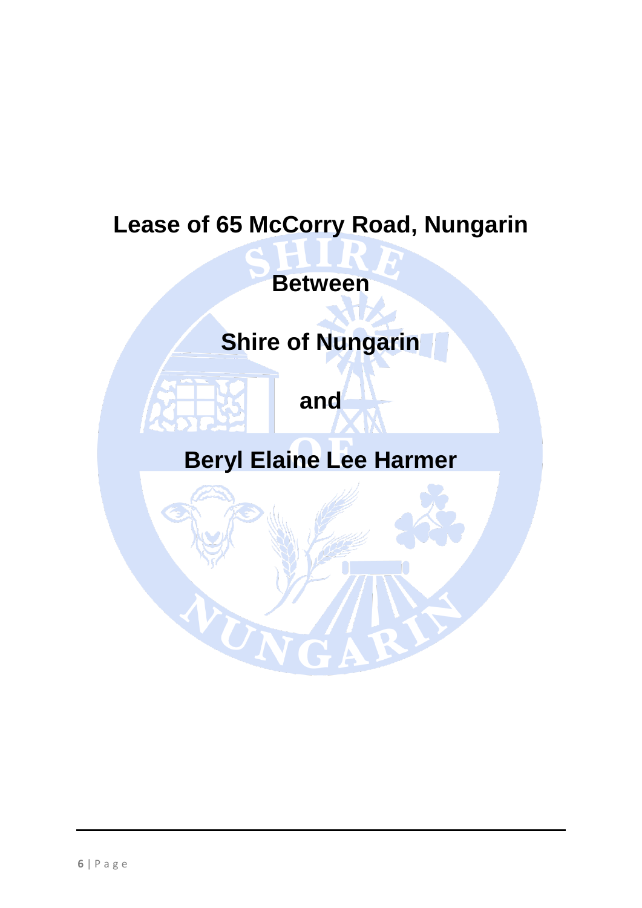# Lease of 65 McCorry Road, Nungarin

## Between

## Shire of Nungarin

## and

## Beryl Elaine Lee Harmer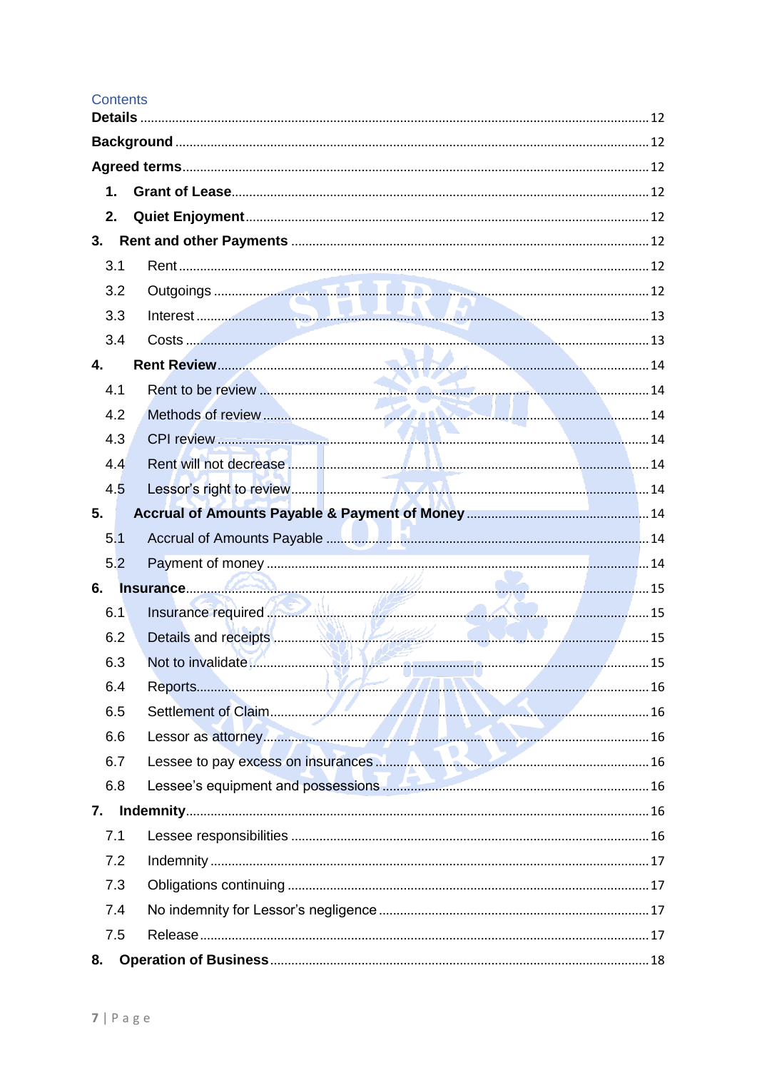## Contents

**Details** ........ 12

**Background** ........ 12

**Agreed terms** ........ 12

**1. Grant of Lease** ........ 12

**2. Quiet Enjoyment** ........ 12

**3. Rent and other Payments** ........ 12

3.1 Rent ........ 12

3.2 Outgoings ........ 12

3.3 Interest ........ 13

3.4 Costs ........ 13

**4. Rent Review** ........ 14

4.1 Rent to be review ........ 14

4.2 Methods of review ........ 14

4.3 CPI review ........ 14

4.4 Rent will not decrease ........ 14

4.5 Lessor's right to review ........ 14

**5. Accrual of Amounts Payable & Payment of Money** ........ 14

5.1 Accrual of Amounts Payable ........ 14

5.2 Payment of money ........ 14

**6. Insurance** ........ 15

6.1 Insurance required ........ 15

6.2 Details and receipts ........ 15

6.3 Not to invalidate ........ 15

6.4 Reports ........ 16

6.5 Settlement of Claim ........ 16

6.6 Lessor as attorney ........ 16

6.7 Lessee to pay excess on insurances ........ 16

6.8 Lessee's equipment and possessions ........ 16

**7. Indemnity** ........ 16

7.1 Lessee responsibilities ........ 16

7.2 Indemnity ........ 17

7.3 Obligations continuing ........ 17

7.4 No indemnity for Lessor's negligence ........ 17

7.5 Release ........ 17

**8. Operation of Business** ........ 18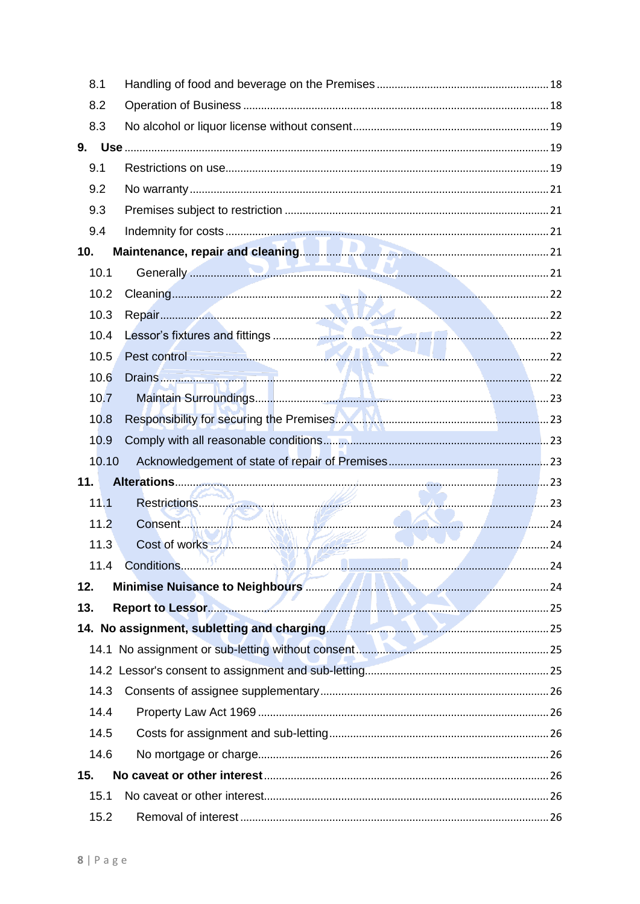8.1 Handling of food and beverage on the Premises ........................................................ 18

8.2 Operation of Business ...................................................................................... 18

8.3 No alcohol or liquor license without consent ................................................... 19

**9. Use** ................................................................................................................. 19

9.1 Restrictions on use ........................................................................................... 19

9.2 No warranty ..................................................................................................... 21

9.3 Premises subject to restriction ......................................................................... 21

9.4 Indemnity for costs ........................................................................................... 21

**10. Maintenance, repair and cleaning** ................................................................. 21

10.1 Generally ........................................................................................................ 21

10.2 Cleaning ......................................................................................................... 22

10.3 Repair ............................................................................................................. 22

10.4 Lessor's fixtures and fittings .......................................................................... 22

10.5 Pest control .................................................................................................... 22

10.6 Drains ............................................................................................................. 22

10.7 Maintain Surroundings ................................................................................... 23

10.8 Responsibility for securing the Premises ....................................................... 23

10.9 Comply with all reasonable conditions ........................................................... 23

10.10 Acknowledgement of state of repair of Premises .......................................... 23

**11. Alterations** ...................................................................................................... 23

11.1 Restrictions ..................................................................................................... 23

11.2 Consent ........................................................................................................... 24

11.3 Cost of works .................................................................................................. 24

11.4 Conditions ....................................................................................................... 24

**12. Minimise Nuisance to Neighbours** .................................................................. 24

**13. Report to Lessor** ............................................................................................. 25

**14. No assignment, subletting and charging** ......................................................... 25

14.1 No assignment or sub-letting without consent ................................................ 25

14.2 Lessor's consent to assignment and sub-letting .............................................. 25

14.3 Consents of assignee supplementary ............................................................. 26

14.4 Property Law Act 1969 ................................................................................... 26

14.5 Costs for assignment and sub-letting ............................................................. 26

14.6 No mortgage or charge .................................................................................... 26

**15. No caveat or other interest** ............................................................................. 26

15.1 No caveat or other interest .............................................................................. 26

15.2 Removal of interest ......................................................................................... 26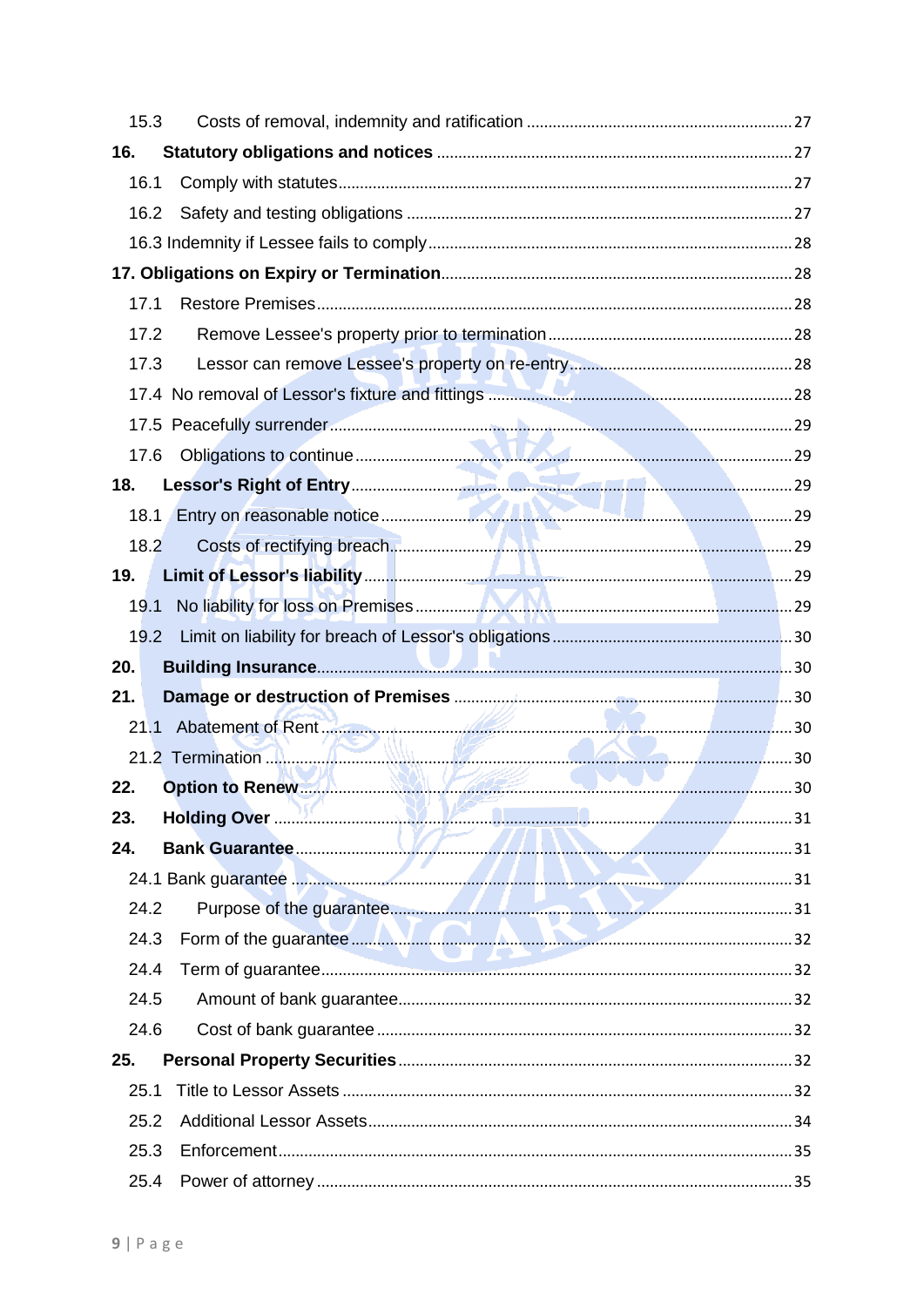15.3 Costs of removal, indemnity and ratification ..... 27

**16. Statutory obligations and notices** ..... 27

16.1 Comply with statutes ..... 27

16.2 Safety and testing obligations ..... 27

16.3 Indemnity if Lessee fails to comply ..... 28

**17. Obligations on Expiry or Termination** ..... 28

17.1 Restore Premises ..... 28

17.2 Remove Lessee's property prior to termination ..... 28

17.3 Lessor can remove Lessee's property on re-entry ..... 28

17.4 No removal of Lessor's fixture and fittings ..... 28

17.5 Peacefully surrender ..... 29

17.6 Obligations to continue ..... 29

**18. Lessor's Right of Entry** ..... 29

18.1 Entry on reasonable notice ..... 29

18.2 Costs of rectifying breach ..... 29

**19. Limit of Lessor's liability** ..... 29

19.1 No liability for loss on Premises ..... 29

19.2 Limit on liability for breach of Lessor's obligations ..... 30

**20. Building Insurance** ..... 30

**21. Damage or destruction of Premises** ..... 30

21.1 Abatement of Rent ..... 30

21.2 Termination ..... 30

**22. Option to Renew** ..... 30

**23. Holding Over** ..... 31

**24. Bank Guarantee** ..... 31

24.1 Bank guarantee ..... 31

24.2 Purpose of the guarantee ..... 31

24.3 Form of the guarantee ..... 32

24.4 Term of guarantee ..... 32

24.5 Amount of bank guarantee ..... 32

24.6 Cost of bank guarantee ..... 32

**25. Personal Property Securities** ..... 32

25.1 Title to Lessor Assets ..... 32

25.2 Additional Lessor Assets ..... 34

25.3 Enforcement ..... 35

25.4 Power of attorney ..... 35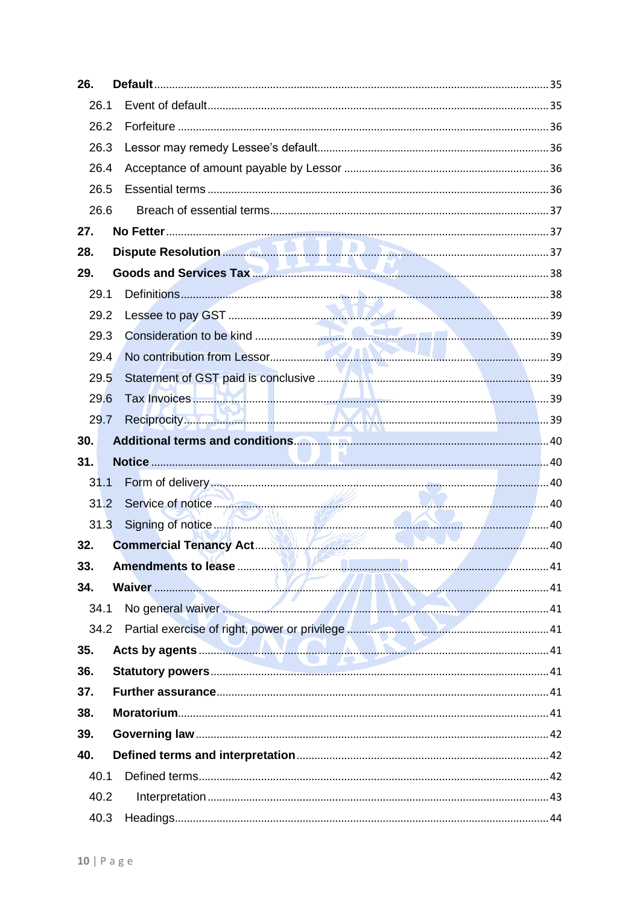**26. Default** ....................................................................................................................35

26.1 Event of default ..........................................................................................................35

26.2 Forfeiture ...................................................................................................................36

26.3 Lessor may remedy Lessee's default .............................................................................36

26.4 Acceptance of amount payable by Lessor ......................................................................36

26.5 Essential terms ............................................................................................................36

26.6 Breach of essential terms ..............................................................................................37

**27. No Fetter** ................................................................................................................37

**28. Dispute Resolution** ....................................................................................................37

**29. Goods and Services Tax** .............................................................................................38

29.1 Definitions ...................................................................................................................38

29.2 Lessee to pay GST ........................................................................................................39

29.3 Consideration to be kind ...............................................................................................39

29.4 No contribution from Lessor ...........................................................................................39

29.5 Statement of GST paid is conclusive ...............................................................................39

29.6 Tax Invoices .................................................................................................................39

29.7 Reciprocity ...................................................................................................................39

**30. Additional terms and conditions** ...................................................................................40

**31. Notice** .......................................................................................................................40

31.1 Form of delivery ...........................................................................................................40

31.2 Service of notice ...........................................................................................................40

31.3 Signing of notice ...........................................................................................................40

**32. Commercial Tenancy Act** ............................................................................................40

**33. Amendments to lease** .................................................................................................41

**34. Waiver** ......................................................................................................................41

34.1 No general waiver .........................................................................................................41

34.2 Partial exercise of right, power or privilege .....................................................................41

**35. Acts by agents** ...........................................................................................................41

**36. Statutory powers** ........................................................................................................41

**37. Further assurance** .......................................................................................................41

**38. Moratorium** ................................................................................................................41

**39. Governing law** ............................................................................................................42

**40. Defined terms and interpretation** ..................................................................................42

40.1 Defined terms ...............................................................................................................42

40.2 Interpretation ...............................................................................................................43

40.3 Headings .....................................................................................................................44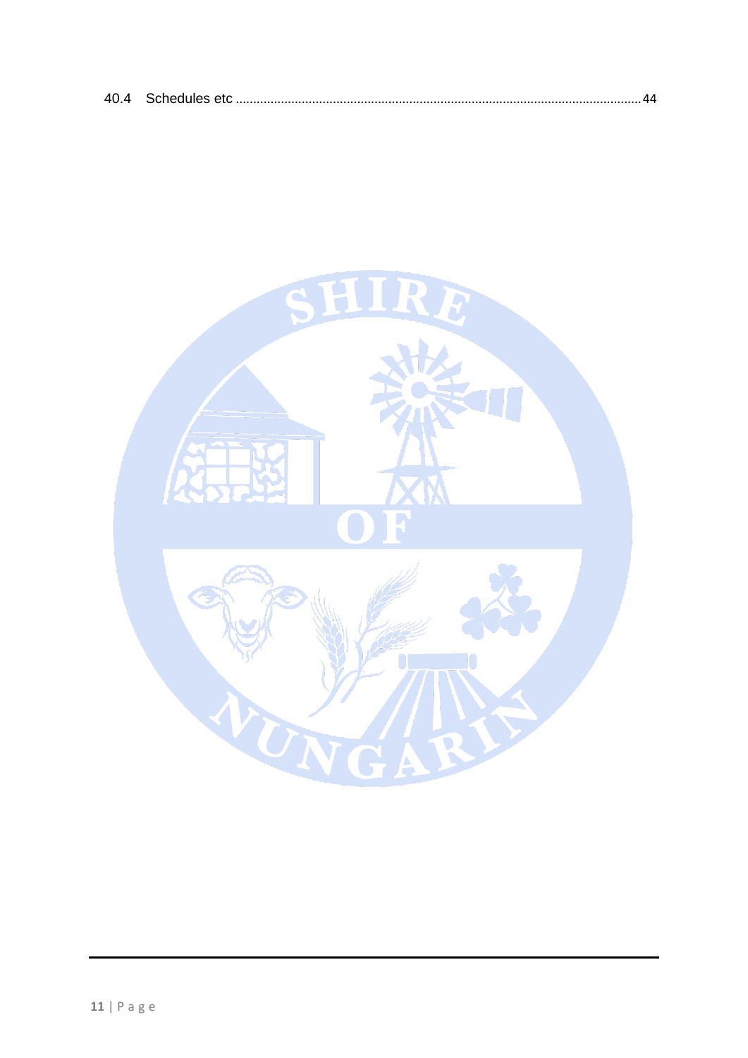40.4 Schedules etc ............................................................................................................................44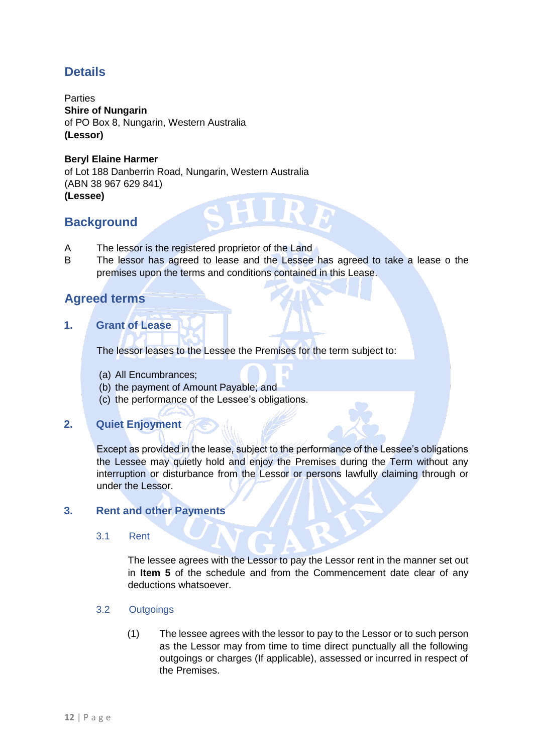## Details

Parties
**Shire of Nungarin**
of PO Box 8, Nungarin, Western Australia
**(Lessor)**

**Beryl Elaine Harmer**
of Lot 188 Danberrin Road, Nungarin, Western Australia
(ABN 38 967 629 841)
**(Lessee)**

## Background

A The lessor is the registered proprietor of the Land

B The lessor has agreed to lease and the Lessee has agreed to take a lease o the premises upon the terms and conditions contained in this Lease.

## Agreed terms

### 1. Grant of Lease

The lessor leases to the Lessee the Premises for the term subject to:

(a) All Encumbrances;
(b) the payment of Amount Payable; and
(c) the performance of the Lessee's obligations.

### 2. Quiet Enjoyment

Except as provided in the lease, subject to the performance of the Lessee's obligations the Lessee may quietly hold and enjoy the Premises during the Term without any interruption or disturbance from the Lessor or persons lawfully claiming through or under the Lessor.

### 3. Rent and other Payments

#### 3.1 Rent

The lessee agrees with the Lessor to pay the Lessor rent in the manner set out in **Item 5** of the schedule and from the Commencement date clear of any deductions whatsoever.

#### 3.2 Outgoings

(1) The lessee agrees with the lessor to pay to the Lessor or to such person as the Lessor may from time to time direct punctually all the following outgoings or charges (If applicable), assessed or incurred in respect of the Premises.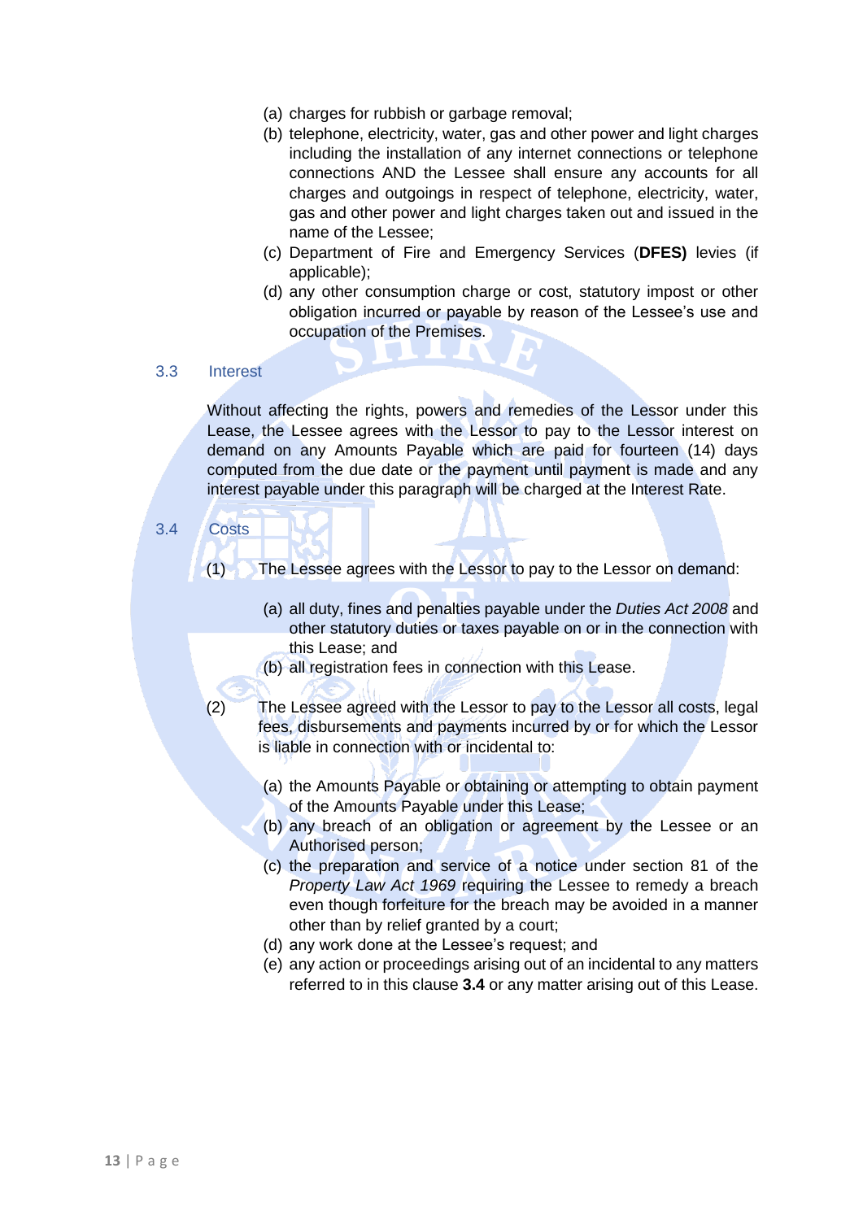(a) charges for rubbish or garbage removal;

(b) telephone, electricity, water, gas and other power and light charges including the installation of any internet connections or telephone connections AND the Lessee shall ensure any accounts for all charges and outgoings in respect of telephone, electricity, water, gas and other power and light charges taken out and issued in the name of the Lessee;

(c) Department of Fire and Emergency Services (**DFES)** levies (if applicable);

(d) any other consumption charge or cost, statutory impost or other obligation incurred or payable by reason of the Lessee's use and occupation of the Premises.

### 3.3 Interest

Without affecting the rights, powers and remedies of the Lessor under this Lease, the Lessee agrees with the Lessor to pay to the Lessor interest on demand on any Amounts Payable which are paid for fourteen (14) days computed from the due date or the payment until payment is made and any interest payable under this paragraph will be charged at the Interest Rate.

### 3.4 Costs

(1) The Lessee agrees with the Lessor to pay to the Lessor on demand:

(a) all duty, fines and penalties payable under the *Duties Act 2008* and other statutory duties or taxes payable on or in the connection with this Lease; and

(b) all registration fees in connection with this Lease.

(2) The Lessee agreed with the Lessor to pay to the Lessor all costs, legal fees, disbursements and payments incurred by or for which the Lessor is liable in connection with or incidental to:

(a) the Amounts Payable or obtaining or attempting to obtain payment of the Amounts Payable under this Lease;

(b) any breach of an obligation or agreement by the Lessee or an Authorised person;

(c) the preparation and service of a notice under section 81 of the *Property Law Act 1969* requiring the Lessee to remedy a breach even though forfeiture for the breach may be avoided in a manner other than by relief granted by a court;

(d) any work done at the Lessee's request; and

(e) any action or proceedings arising out of an incidental to any matters referred to in this clause **3.4** or any matter arising out of this Lease.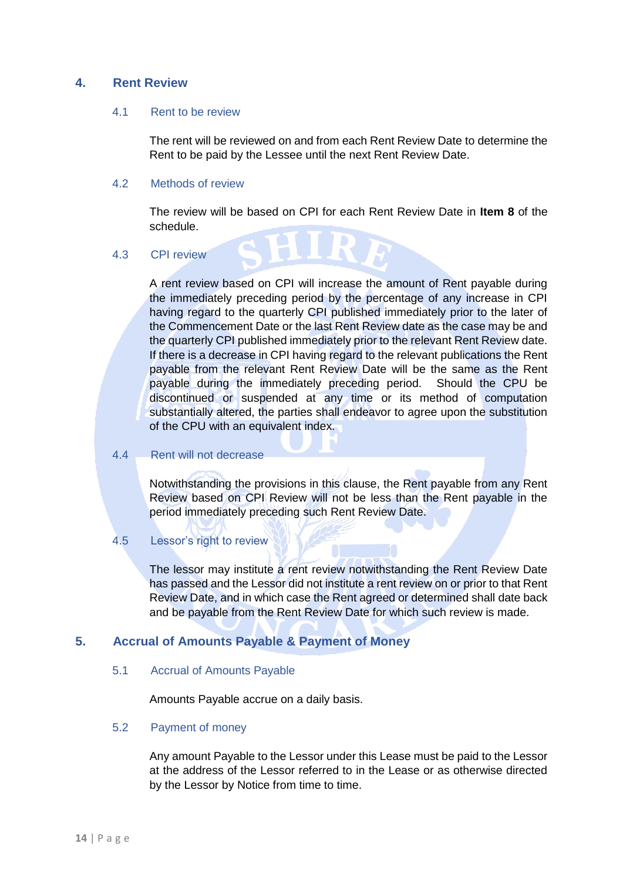## 4. Rent Review

### 4.1 Rent to be review

The rent will be reviewed on and from each Rent Review Date to determine the Rent to be paid by the Lessee until the next Rent Review Date.

### 4.2 Methods of review

The review will be based on CPI for each Rent Review Date in **Item 8** of the schedule.

### 4.3 CPI review

A rent review based on CPI will increase the amount of Rent payable during the immediately preceding period by the percentage of any increase in CPI having regard to the quarterly CPI published immediately prior to the later of the Commencement Date or the last Rent Review date as the case may be and the quarterly CPI published immediately prior to the relevant Rent Review date. If there is a decrease in CPI having regard to the relevant publications the Rent payable from the relevant Rent Review Date will be the same as the Rent payable during the immediately preceding period. Should the CPU be discontinued or suspended at any time or its method of computation substantially altered, the parties shall endeavor to agree upon the substitution of the CPU with an equivalent index.

### 4.4 Rent will not decrease

Notwithstanding the provisions in this clause, the Rent payable from any Rent Review based on CPI Review will not be less than the Rent payable in the period immediately preceding such Rent Review Date.

### 4.5 Lessor's right to review

The lessor may institute a rent review notwithstanding the Rent Review Date has passed and the Lessor did not institute a rent review on or prior to that Rent Review Date, and in which case the Rent agreed or determined shall date back and be payable from the Rent Review Date for which such review is made.

## 5. Accrual of Amounts Payable & Payment of Money

### 5.1 Accrual of Amounts Payable

Amounts Payable accrue on a daily basis.

### 5.2 Payment of money

Any amount Payable to the Lessor under this Lease must be paid to the Lessor at the address of the Lessor referred to in the Lease or as otherwise directed by the Lessor by Notice from time to time.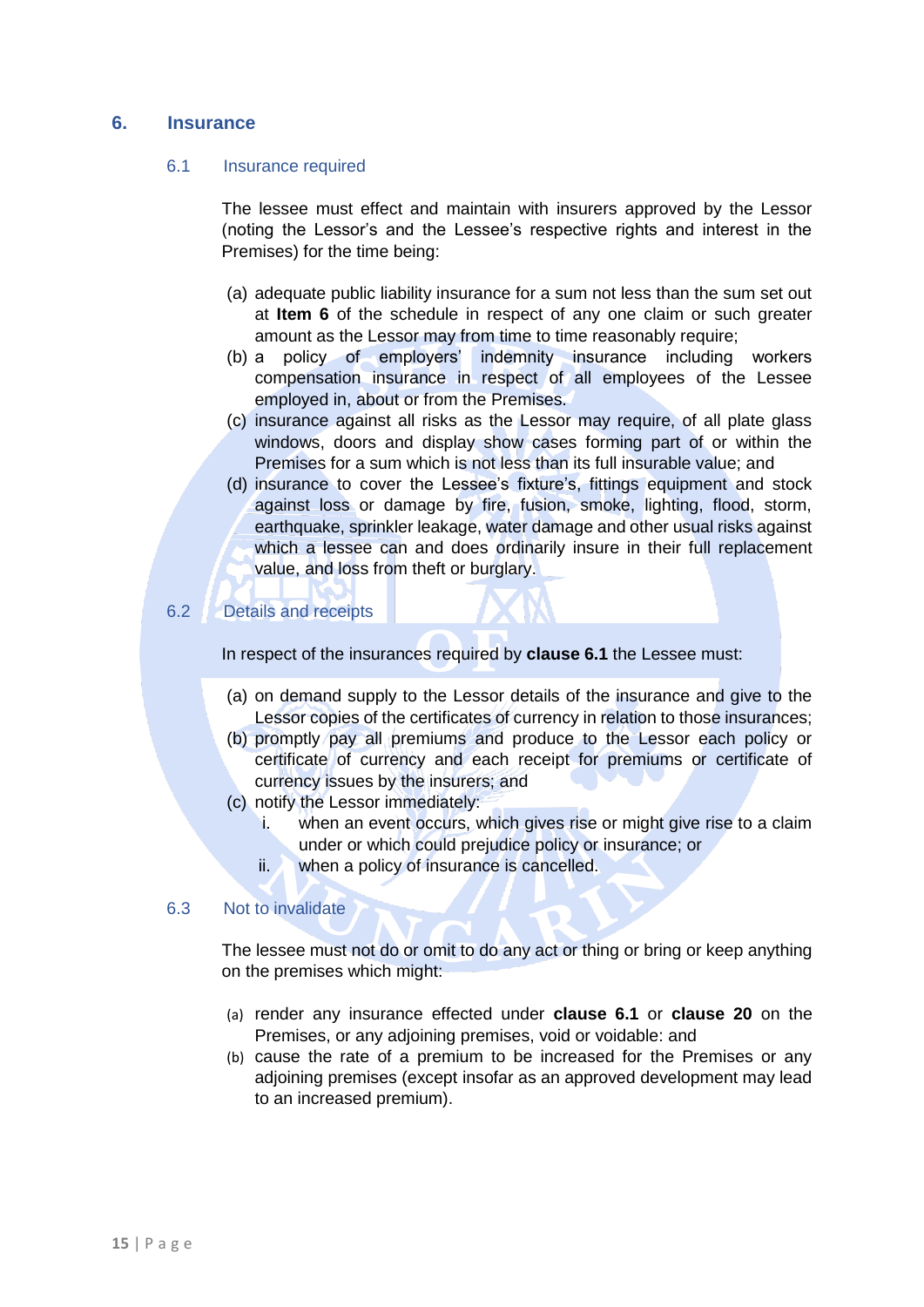## 6. Insurance

### 6.1 Insurance required

The lessee must effect and maintain with insurers approved by the Lessor (noting the Lessor's and the Lessee's respective rights and interest in the Premises) for the time being:

(a) adequate public liability insurance for a sum not less than the sum set out at **Item 6** of the schedule in respect of any one claim or such greater amount as the Lessor may from time to time reasonably require;

(b) a policy of employers' indemnity insurance including workers compensation insurance in respect of all employees of the Lessee employed in, about or from the Premises.

(c) insurance against all risks as the Lessor may require, of all plate glass windows, doors and display show cases forming part of or within the Premises for a sum which is not less than its full insurable value; and

(d) insurance to cover the Lessee's fixture's, fittings equipment and stock against loss or damage by fire, fusion, smoke, lighting, flood, storm, earthquake, sprinkler leakage, water damage and other usual risks against which a lessee can and does ordinarily insure in their full replacement value, and loss from theft or burglary.

### 6.2 Details and receipts

In respect of the insurances required by **clause 6.1** the Lessee must:

(a) on demand supply to the Lessor details of the insurance and give to the Lessor copies of the certificates of currency in relation to those insurances;

(b) promptly pay all premiums and produce to the Lessor each policy or certificate of currency and each receipt for premiums or certificate of currency issues by the insurers; and

(c) notify the Lessor immediately:

   i. when an event occurs, which gives rise or might give rise to a claim under or which could prejudice policy or insurance; or

   ii. when a policy of insurance is cancelled.

### 6.3 Not to invalidate

The lessee must not do or omit to do any act or thing or bring or keep anything on the premises which might:

(a) render any insurance effected under **clause 6.1** or **clause 20** on the Premises, or any adjoining premises, void or voidable: and

(b) cause the rate of a premium to be increased for the Premises or any adjoining premises (except insofar as an approved development may lead to an increased premium).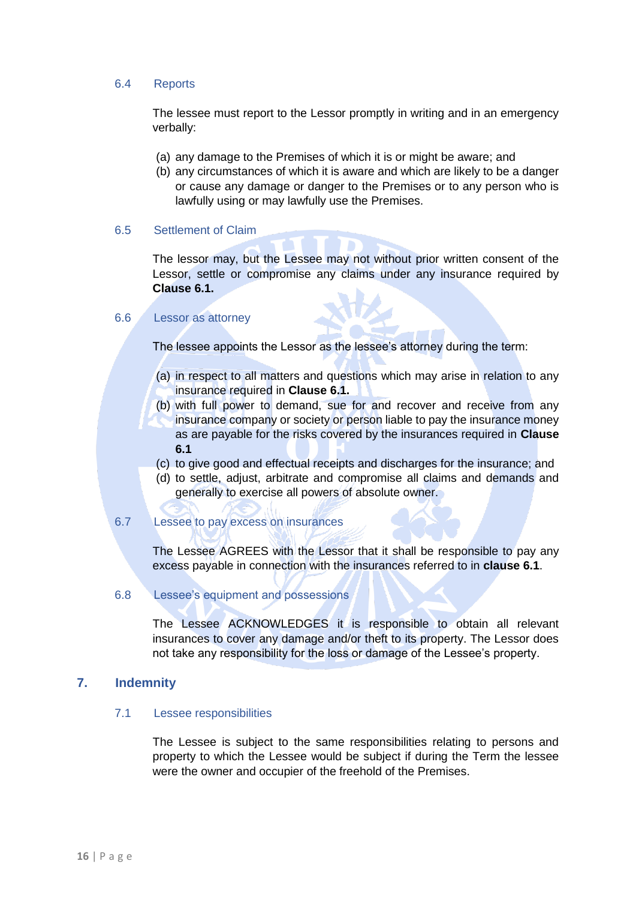### 6.4 Reports

The lessee must report to the Lessor promptly in writing and in an emergency verbally:

(a) any damage to the Premises of which it is or might be aware; and
(b) any circumstances of which it is aware and which are likely to be a danger or cause any damage or danger to the Premises or to any person who is lawfully using or may lawfully use the Premises.

### 6.5 Settlement of Claim

The lessor may, but the Lessee may not without prior written consent of the Lessor, settle or compromise any claims under any insurance required by **Clause 6.1.**

### 6.6 Lessor as attorney

The lessee appoints the Lessor as the lessee's attorney during the term:

(a) in respect to all matters and questions which may arise in relation to any insurance required in **Clause 6.1.**
(b) with full power to demand, sue for and recover and receive from any insurance company or society or person liable to pay the insurance money as are payable for the risks covered by the insurances required in **Clause 6.1**
(c) to give good and effectual receipts and discharges for the insurance; and
(d) to settle, adjust, arbitrate and compromise all claims and demands and generally to exercise all powers of absolute owner.

### 6.7 Lessee to pay excess on insurances

The Lessee AGREES with the Lessor that it shall be responsible to pay any excess payable in connection with the insurances referred to in **clause 6.1**.

### 6.8 Lessee's equipment and possessions

The Lessee ACKNOWLEDGES it is responsible to obtain all relevant insurances to cover any damage and/or theft to its property. The Lessor does not take any responsibility for the loss or damage of the Lessee's property.

## 7. Indemnity

### 7.1 Lessee responsibilities

The Lessee is subject to the same responsibilities relating to persons and property to which the Lessee would be subject if during the Term the lessee were the owner and occupier of the freehold of the Premises.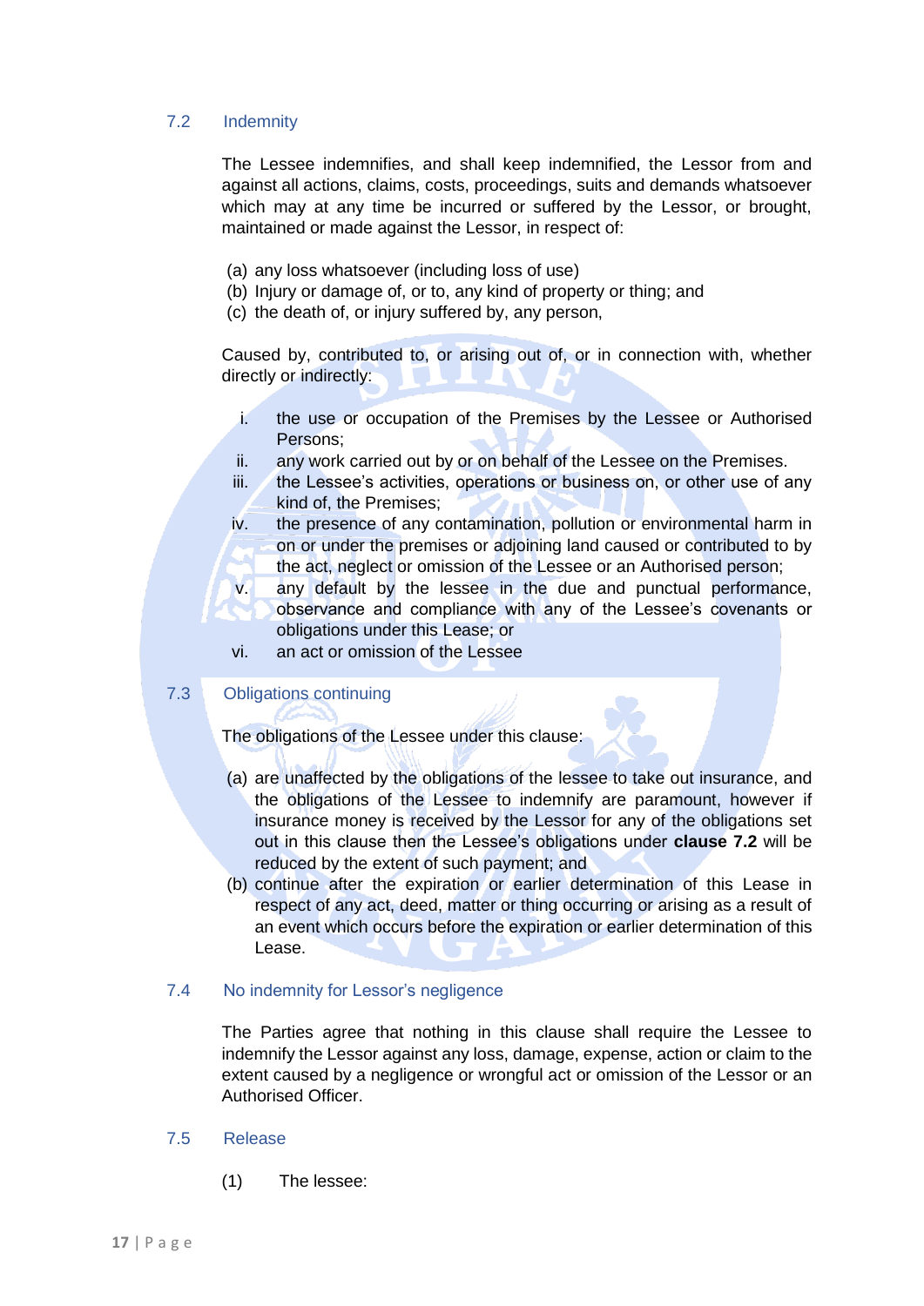### 7.2 Indemnity

The Lessee indemnifies, and shall keep indemnified, the Lessor from and against all actions, claims, costs, proceedings, suits and demands whatsoever which may at any time be incurred or suffered by the Lessor, or brought, maintained or made against the Lessor, in respect of:

(a) any loss whatsoever (including loss of use)
(b) Injury or damage of, or to, any kind of property or thing; and
(c) the death of, or injury suffered by, any person,

Caused by, contributed to, or arising out of, or in connection with, whether directly or indirectly:

i. the use or occupation of the Premises by the Lessee or Authorised Persons;
ii. any work carried out by or on behalf of the Lessee on the Premises.
iii. the Lessee's activities, operations or business on, or other use of any kind of, the Premises;
iv. the presence of any contamination, pollution or environmental harm in on or under the premises or adjoining land caused or contributed to by the act, neglect or omission of the Lessee or an Authorised person;
v. any default by the lessee in the due and punctual performance, observance and compliance with any of the Lessee's covenants or obligations under this Lease; or
vi. an act or omission of the Lessee

### 7.3 Obligations continuing

The obligations of the Lessee under this clause:

(a) are unaffected by the obligations of the lessee to take out insurance, and the obligations of the Lessee to indemnify are paramount, however if insurance money is received by the Lessor for any of the obligations set out in this clause then the Lessee's obligations under **clause 7.2** will be reduced by the extent of such payment; and
(b) continue after the expiration or earlier determination of this Lease in respect of any act, deed, matter or thing occurring or arising as a result of an event which occurs before the expiration or earlier determination of this Lease.

### 7.4 No indemnity for Lessor's negligence

The Parties agree that nothing in this clause shall require the Lessee to indemnify the Lessor against any loss, damage, expense, action or claim to the extent caused by a negligence or wrongful act or omission of the Lessor or an Authorised Officer.

### 7.5 Release

(1) The lessee: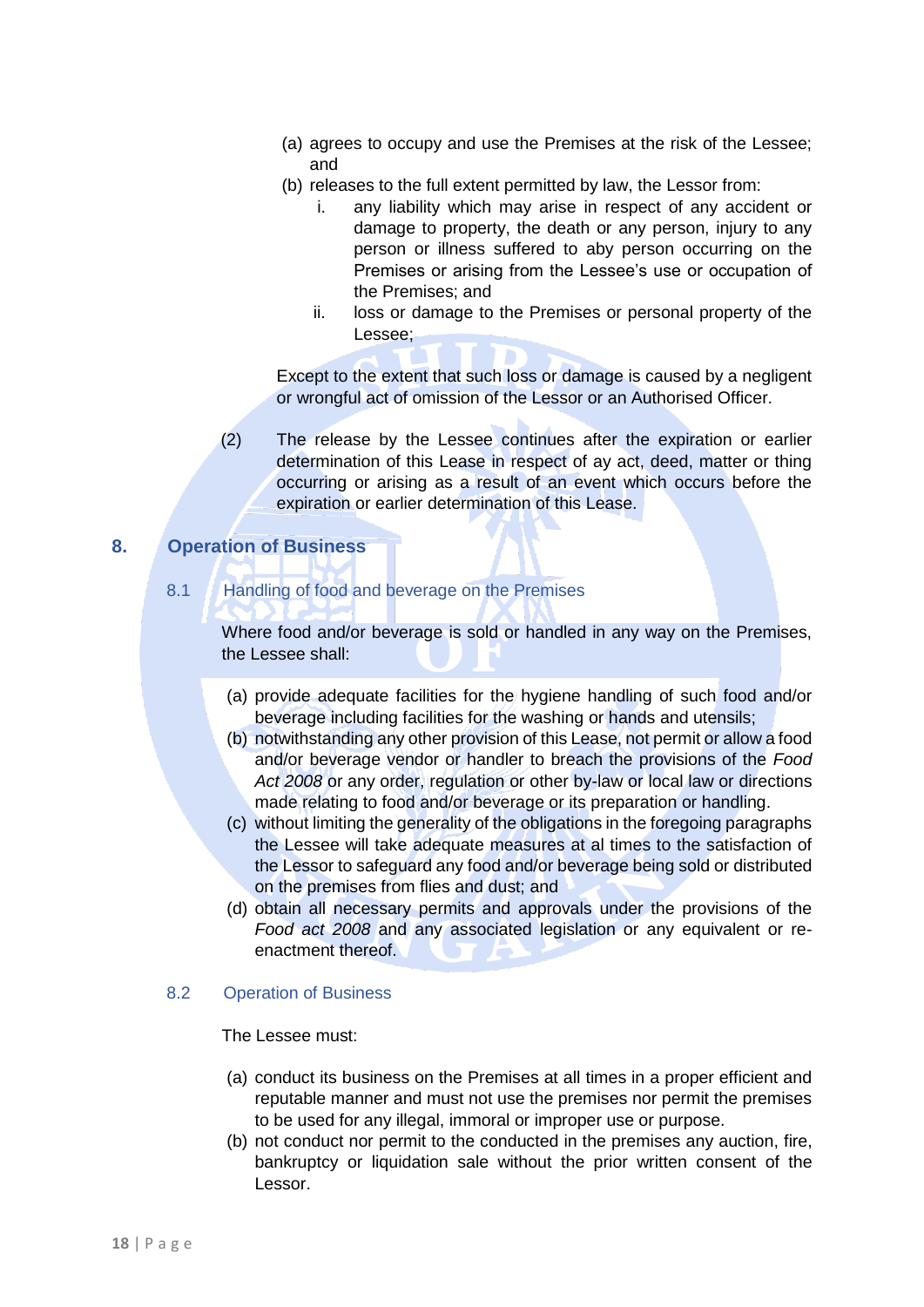(a) agrees to occupy and use the Premises at the risk of the Lessee; and

(b) releases to the full extent permitted by law, the Lessor from:

   i. any liability which may arise in respect of any accident or damage to property, the death or any person, injury to any person or illness suffered to aby person occurring on the Premises or arising from the Lessee's use or occupation of the Premises; and

   ii. loss or damage to the Premises or personal property of the Lessee;

Except to the extent that such loss or damage is caused by a negligent or wrongful act of omission of the Lessor or an Authorised Officer.

(2) The release by the Lessee continues after the expiration or earlier determination of this Lease in respect of ay act, deed, matter or thing occurring or arising as a result of an event which occurs before the expiration or earlier determination of this Lease.

## 8. Operation of Business

### 8.1 Handling of food and beverage on the Premises

Where food and/or beverage is sold or handled in any way on the Premises, the Lessee shall:

(a) provide adequate facilities for the hygiene handling of such food and/or beverage including facilities for the washing or hands and utensils;

(b) notwithstanding any other provision of this Lease, not permit or allow a food and/or beverage vendor or handler to breach the provisions of the *Food Act 2008* or any order, regulation or other by-law or local law or directions made relating to food and/or beverage or its preparation or handling.

(c) without limiting the generality of the obligations in the foregoing paragraphs the Lessee will take adequate measures at al times to the satisfaction of the Lessor to safeguard any food and/or beverage being sold or distributed on the premises from flies and dust; and

(d) obtain all necessary permits and approvals under the provisions of the *Food act 2008* and any associated legislation or any equivalent or re-enactment thereof.

### 8.2 Operation of Business

The Lessee must:

(a) conduct its business on the Premises at all times in a proper efficient and reputable manner and must not use the premises nor permit the premises to be used for any illegal, immoral or improper use or purpose.

(b) not conduct nor permit to the conducted in the premises any auction, fire, bankruptcy or liquidation sale without the prior written consent of the Lessor.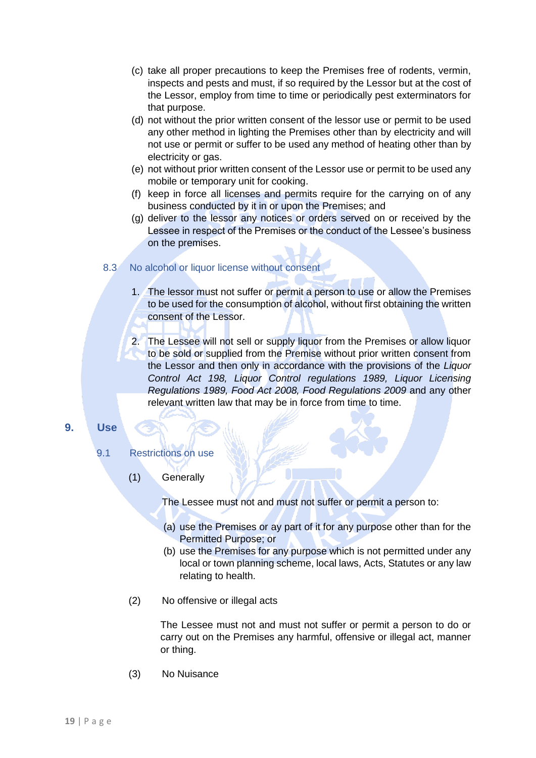(c) take all proper precautions to keep the Premises free of rodents, vermin, inspects and pests and must, if so required by the Lessor but at the cost of the Lessor, employ from time to time or periodically pest exterminators for that purpose.

(d) not without the prior written consent of the lessor use or permit to be used any other method in lighting the Premises other than by electricity and will not use or permit or suffer to be used any method of heating other than by electricity or gas.

(e) not without prior written consent of the Lessor use or permit to be used any mobile or temporary unit for cooking.

(f) keep in force all licenses and permits require for the carrying on of any business conducted by it in or upon the Premises; and

(g) deliver to the lessor any notices or orders served on or received by the Lessee in respect of the Premises or the conduct of the Lessee's business on the premises.

### 8.3 No alcohol or liquor license without consent

1. The lessor must not suffer or permit a person to use or allow the Premises to be used for the consumption of alcohol, without first obtaining the written consent of the Lessor.

2. The Lessee will not sell or supply liquor from the Premises or allow liquor to be sold or supplied from the Premise without prior written consent from the Lessor and then only in accordance with the provisions of the *Liquor Control Act 198, Liquor Control regulations 1989, Liquor Licensing Regulations 1989, Food Act 2008, Food Regulations 2009* and any other relevant written law that may be in force from time to time.

## 9. Use

### 9.1 Restrictions on use

(1) Generally

The Lessee must not and must not suffer or permit a person to:

(a) use the Premises or ay part of it for any purpose other than for the Permitted Purpose; or

(b) use the Premises for any purpose which is not permitted under any local or town planning scheme, local laws, Acts, Statutes or any law relating to health.

(2) No offensive or illegal acts

The Lessee must not and must not suffer or permit a person to do or carry out on the Premises any harmful, offensive or illegal act, manner or thing.

(3) No Nuisance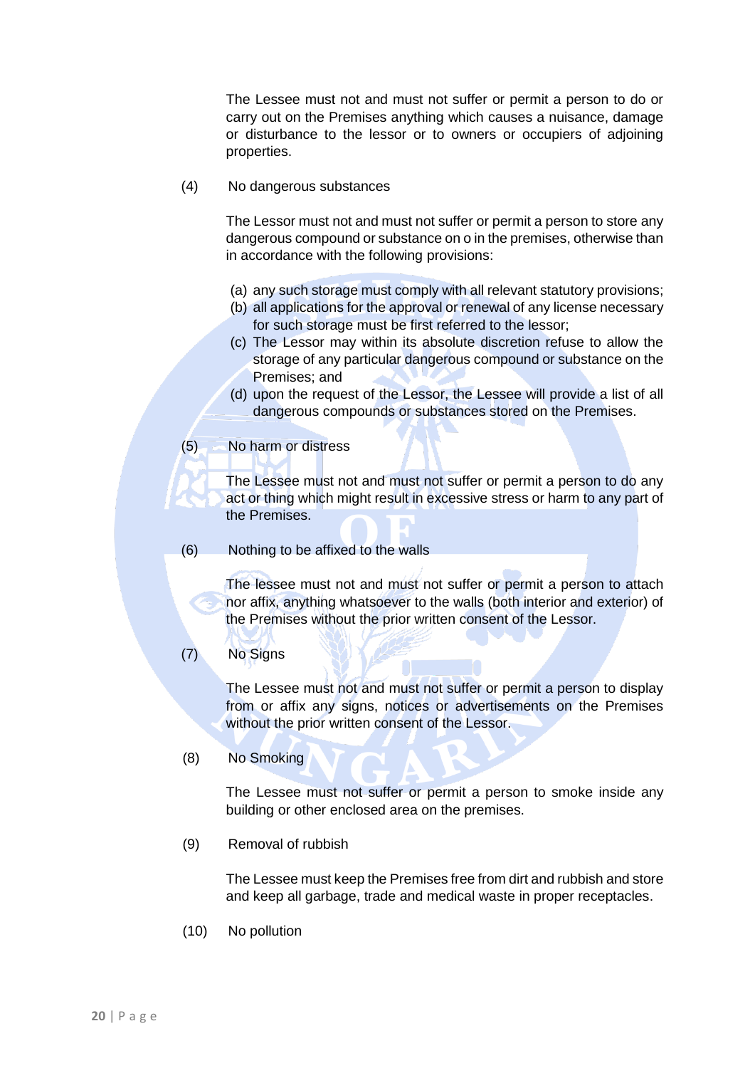The Lessee must not and must not suffer or permit a person to do or carry out on the Premises anything which causes a nuisance, damage or disturbance to the lessor or to owners or occupiers of adjoining properties.

(4) No dangerous substances

The Lessor must not and must not suffer or permit a person to store any dangerous compound or substance on o in the premises, otherwise than in accordance with the following provisions:

(a) any such storage must comply with all relevant statutory provisions;
(b) all applications for the approval or renewal of any license necessary for such storage must be first referred to the lessor;
(c) The Lessor may within its absolute discretion refuse to allow the storage of any particular dangerous compound or substance on the Premises; and
(d) upon the request of the Lessor, the Lessee will provide a list of all dangerous compounds or substances stored on the Premises.

(5) No harm or distress

The Lessee must not and must not suffer or permit a person to do any act or thing which might result in excessive stress or harm to any part of the Premises.

(6) Nothing to be affixed to the walls

The lessee must not and must not suffer or permit a person to attach nor affix, anything whatsoever to the walls (both interior and exterior) of the Premises without the prior written consent of the Lessor.

(7) No Signs

The Lessee must not and must not suffer or permit a person to display from or affix any signs, notices or advertisements on the Premises without the prior written consent of the Lessor.

(8) No Smoking

The Lessee must not suffer or permit a person to smoke inside any building or other enclosed area on the premises.

(9) Removal of rubbish

The Lessee must keep the Premises free from dirt and rubbish and store and keep all garbage, trade and medical waste in proper receptacles.

(10) No pollution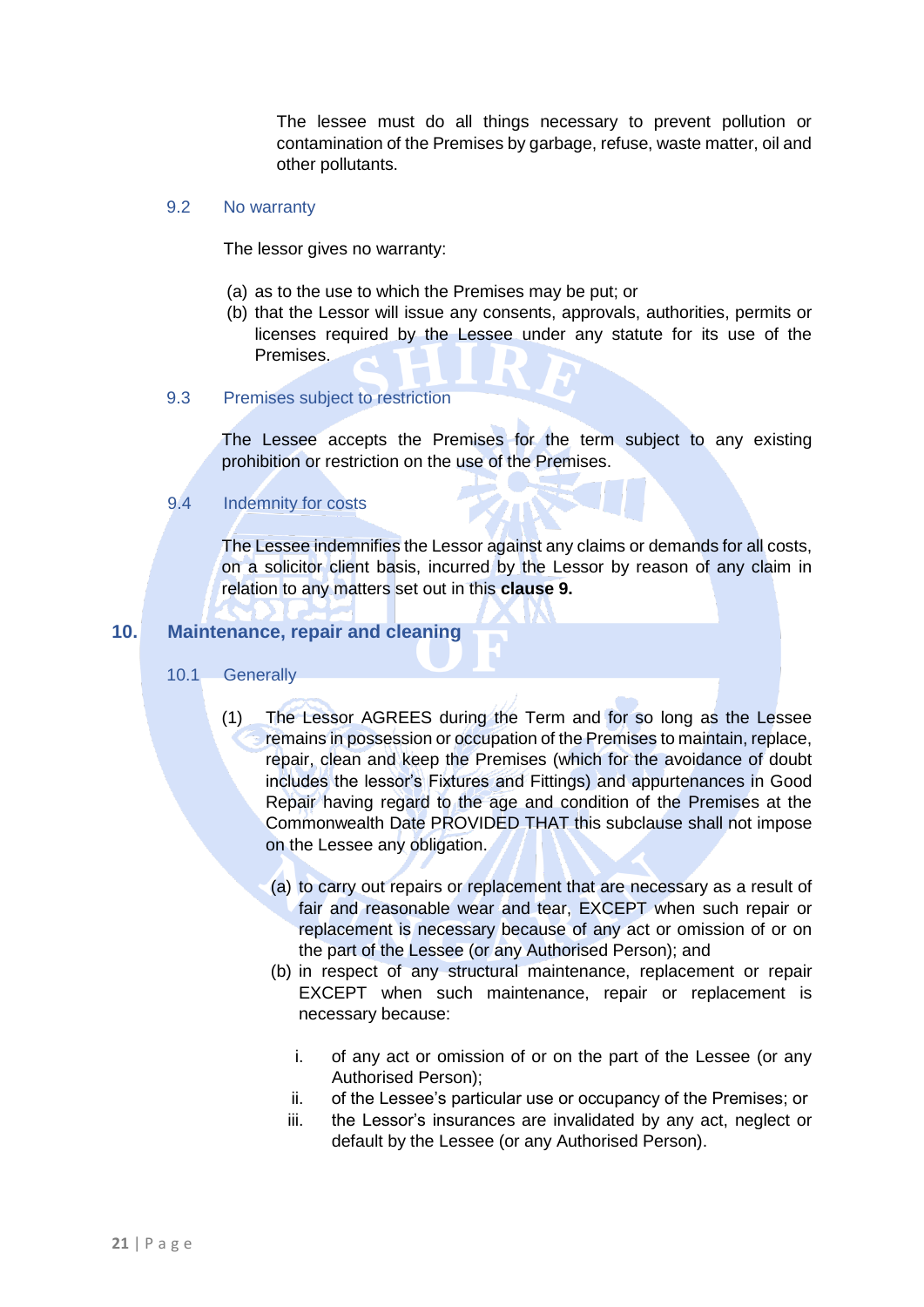The lessee must do all things necessary to prevent pollution or contamination of the Premises by garbage, refuse, waste matter, oil and other pollutants.

### 9.2 No warranty

The lessor gives no warranty:

(a) as to the use to which the Premises may be put; or
(b) that the Lessor will issue any consents, approvals, authorities, permits or licenses required by the Lessee under any statute for its use of the Premises.

### 9.3 Premises subject to restriction

The Lessee accepts the Premises for the term subject to any existing prohibition or restriction on the use of the Premises.

### 9.4 Indemnity for costs

The Lessee indemnifies the Lessor against any claims or demands for all costs, on a solicitor client basis, incurred by the Lessor by reason of any claim in relation to any matters set out in this **clause 9.**

## 10. Maintenance, repair and cleaning

### 10.1 Generally

(1) The Lessor AGREES during the Term and for so long as the Lessee remains in possession or occupation of the Premises to maintain, replace, repair, clean and keep the Premises (which for the avoidance of doubt includes the lessor's Fixtures and Fittings) and appurtenances in Good Repair having regard to the age and condition of the Premises at the Commonwealth Date PROVIDED THAT this subclause shall not impose on the Lessee any obligation.

(a) to carry out repairs or replacement that are necessary as a result of fair and reasonable wear and tear, EXCEPT when such repair or replacement is necessary because of any act or omission of or on the part of the Lessee (or any Authorised Person); and
(b) in respect of any structural maintenance, replacement or repair EXCEPT when such maintenance, repair or replacement is necessary because:

i. of any act or omission of or on the part of the Lessee (or any Authorised Person);
ii. of the Lessee's particular use or occupancy of the Premises; or
iii. the Lessor's insurances are invalidated by any act, neglect or default by the Lessee (or any Authorised Person).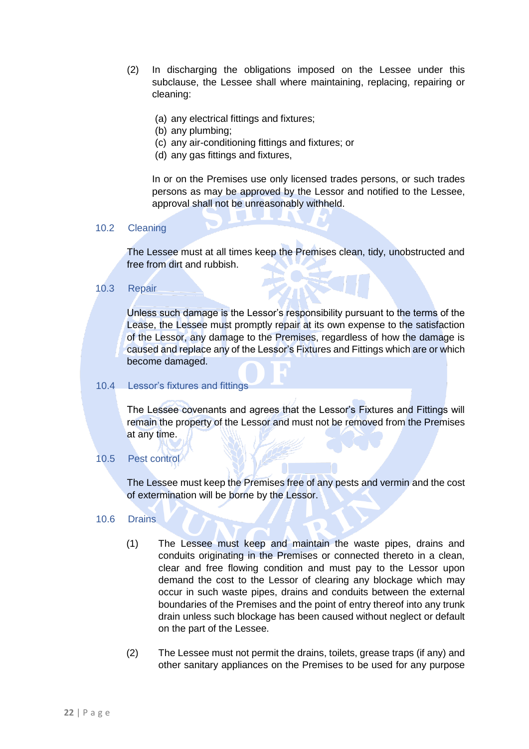(2) In discharging the obligations imposed on the Lessee under this subclause, the Lessee shall where maintaining, replacing, repairing or cleaning:

(a) any electrical fittings and fixtures;
(b) any plumbing;
(c) any air-conditioning fittings and fixtures; or
(d) any gas fittings and fixtures,

In or on the Premises use only licensed trades persons, or such trades persons as may be approved by the Lessor and notified to the Lessee, approval shall not be unreasonably withheld.

### 10.2 Cleaning

The Lessee must at all times keep the Premises clean, tidy, unobstructed and free from dirt and rubbish.

### 10.3 Repair

Unless such damage is the Lessor's responsibility pursuant to the terms of the Lease, the Lessee must promptly repair at its own expense to the satisfaction of the Lessor, any damage to the Premises, regardless of how the damage is caused and replace any of the Lessor's Fixtures and Fittings which are or which become damaged.

### 10.4 Lessor's fixtures and fittings

The Lessee covenants and agrees that the Lessor's Fixtures and Fittings will remain the property of the Lessor and must not be removed from the Premises at any time.

### 10.5 Pest control

The Lessee must keep the Premises free of any pests and vermin and the cost of extermination will be borne by the Lessor.

### 10.6 Drains

(1) The Lessee must keep and maintain the waste pipes, drains and conduits originating in the Premises or connected thereto in a clean, clear and free flowing condition and must pay to the Lessor upon demand the cost to the Lessor of clearing any blockage which may occur in such waste pipes, drains and conduits between the external boundaries of the Premises and the point of entry thereof into any trunk drain unless such blockage has been caused without neglect or default on the part of the Lessee.

(2) The Lessee must not permit the drains, toilets, grease traps (if any) and other sanitary appliances on the Premises to be used for any purpose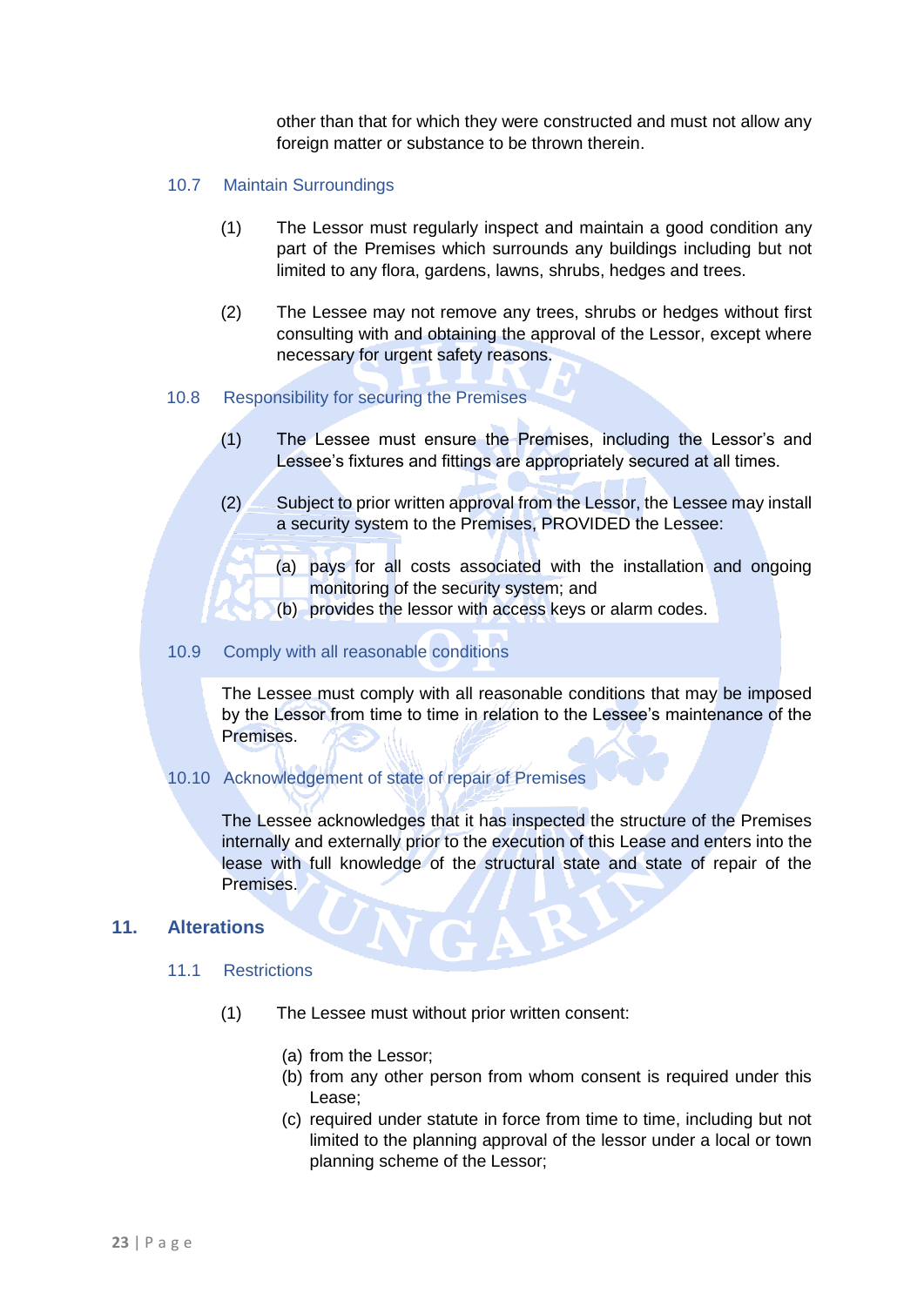other than that for which they were constructed and must not allow any foreign matter or substance to be thrown therein.

### 10.7 Maintain Surroundings

(1) The Lessor must regularly inspect and maintain a good condition any part of the Premises which surrounds any buildings including but not limited to any flora, gardens, lawns, shrubs, hedges and trees.

(2) The Lessee may not remove any trees, shrubs or hedges without first consulting with and obtaining the approval of the Lessor, except where necessary for urgent safety reasons.

### 10.8 Responsibility for securing the Premises

(1) The Lessee must ensure the Premises, including the Lessor's and Lessee's fixtures and fittings are appropriately secured at all times.

(2) Subject to prior written approval from the Lessor, the Lessee may install a security system to the Premises, PROVIDED the Lessee:

(a) pays for all costs associated with the installation and ongoing monitoring of the security system; and
(b) provides the lessor with access keys or alarm codes.

### 10.9 Comply with all reasonable conditions

The Lessee must comply with all reasonable conditions that may be imposed by the Lessor from time to time in relation to the Lessee's maintenance of the Premises.

### 10.10 Acknowledgement of state of repair of Premises

The Lessee acknowledges that it has inspected the structure of the Premises internally and externally prior to the execution of this Lease and enters into the lease with full knowledge of the structural state and state of repair of the Premises.

## 11. Alterations

### 11.1 Restrictions

(1) The Lessee must without prior written consent:

(a) from the Lessor;
(b) from any other person from whom consent is required under this Lease;
(c) required under statute in force from time to time, including but not limited to the planning approval of the lessor under a local or town planning scheme of the Lessor;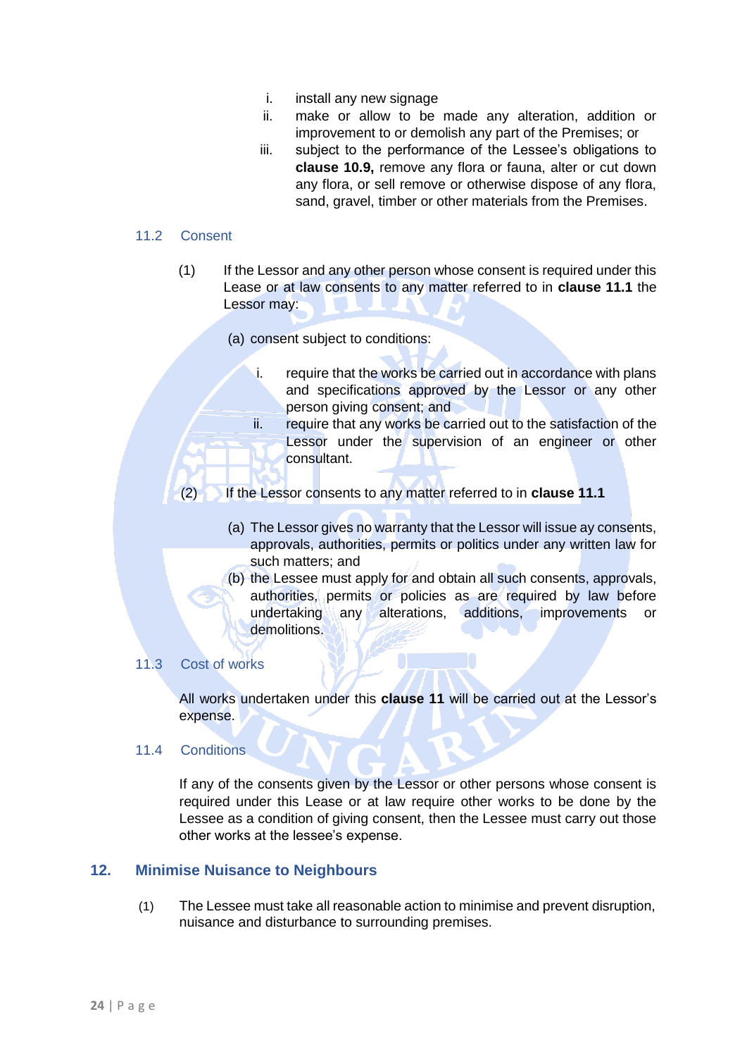i. install any new signage
ii. make or allow to be made any alteration, addition or improvement to or demolish any part of the Premises; or
iii. subject to the performance of the Lessee's obligations to **clause 10.9,** remove any flora or fauna, alter or cut down any flora, or sell remove or otherwise dispose of any flora, sand, gravel, timber or other materials from the Premises.

### 11.2 Consent

(1) If the Lessor and any other person whose consent is required under this Lease or at law consents to any matter referred to in **clause 11.1** the Lessor may:

(a) consent subject to conditions:

i. require that the works be carried out in accordance with plans and specifications approved by the Lessor or any other person giving consent; and
ii. require that any works be carried out to the satisfaction of the Lessor under the supervision of an engineer or other consultant.

(2) If the Lessor consents to any matter referred to in **clause 11.1**

(a) The Lessor gives no warranty that the Lessor will issue ay consents, approvals, authorities, permits or politics under any written law for such matters; and
(b) the Lessee must apply for and obtain all such consents, approvals, authorities, permits or policies as are required by law before undertaking any alterations, additions, improvements or demolitions.

### 11.3 Cost of works

All works undertaken under this **clause 11** will be carried out at the Lessor's expense.

### 11.4 Conditions

If any of the consents given by the Lessor or other persons whose consent is required under this Lease or at law require other works to be done by the Lessee as a condition of giving consent, then the Lessee must carry out those other works at the lessee's expense.

## 12. Minimise Nuisance to Neighbours

(1) The Lessee must take all reasonable action to minimise and prevent disruption, nuisance and disturbance to surrounding premises.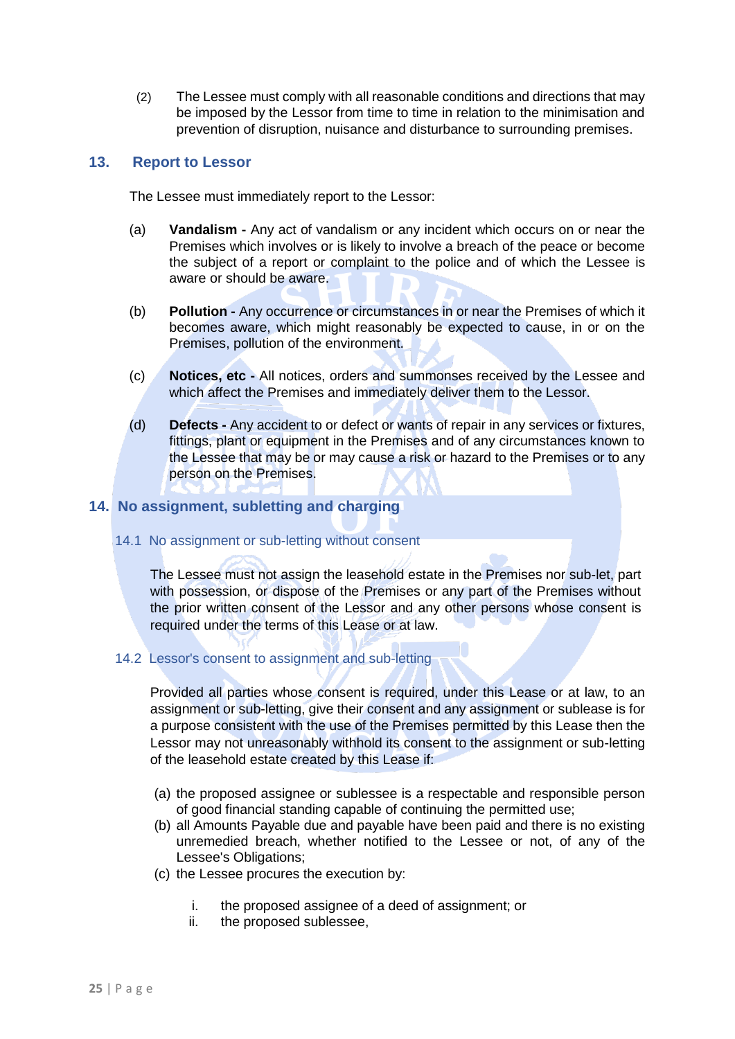(2) The Lessee must comply with all reasonable conditions and directions that may be imposed by the Lessor from time to time in relation to the minimisation and prevention of disruption, nuisance and disturbance to surrounding premises.

## 13. Report to Lessor

The Lessee must immediately report to the Lessor:

(a) **Vandalism -** Any act of vandalism or any incident which occurs on or near the Premises which involves or is likely to involve a breach of the peace or become the subject of a report or complaint to the police and of which the Lessee is aware or should be aware.

(b) **Pollution -** Any occurrence or circumstances in or near the Premises of which it becomes aware, which might reasonably be expected to cause, in or on the Premises, pollution of the environment.

(c) **Notices, etc -** All notices, orders and summonses received by the Lessee and which affect the Premises and immediately deliver them to the Lessor.

(d) **Defects -** Any accident to or defect or wants of repair in any services or fixtures, fittings, plant or equipment in the Premises and of any circumstances known to the Lessee that may be or may cause a risk or hazard to the Premises or to any person on the Premises.

## 14. No assignment, subletting and charging

### 14.1 No assignment or sub-letting without consent

The Lessee must not assign the leasehold estate in the Premises nor sub-let, part with possession, or dispose of the Premises or any part of the Premises without the prior written consent of the Lessor and any other persons whose consent is required under the terms of this Lease or at law.

### 14.2 Lessor's consent to assignment and sub-letting

Provided all parties whose consent is required, under this Lease or at law, to an assignment or sub-letting, give their consent and any assignment or sublease is for a purpose consistent with the use of the Premises permitted by this Lease then the Lessor may not unreasonably withhold its consent to the assignment or sub-letting of the leasehold estate created by this Lease if:

(a) the proposed assignee or sublessee is a respectable and responsible person of good financial standing capable of continuing the permitted use;

(b) all Amounts Payable due and payable have been paid and there is no existing unremedied breach, whether notified to the Lessee or not, of any of the Lessee's Obligations;

(c) the Lessee procures the execution by:

   i. the proposed assignee of a deed of assignment; or
   
   ii. the proposed sublessee,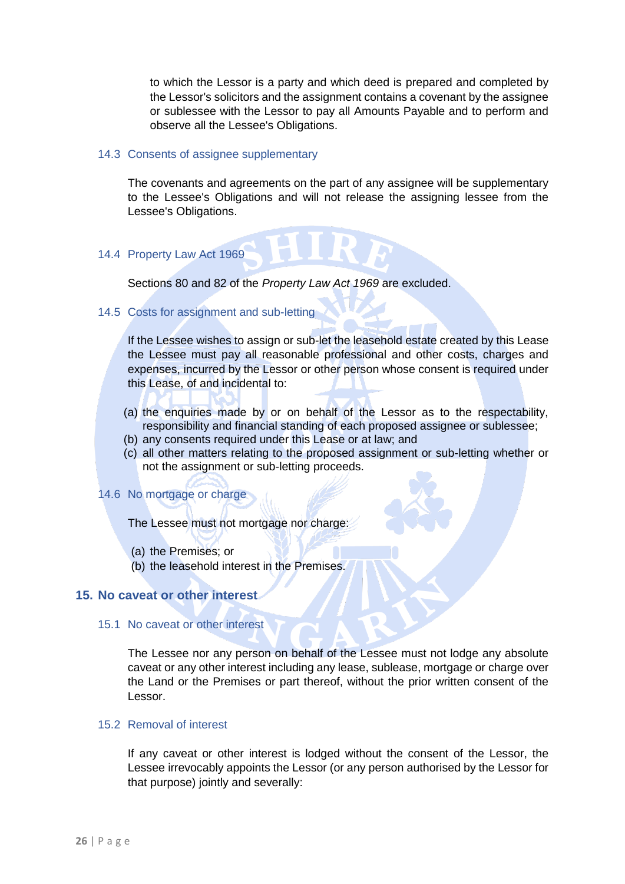to which the Lessor is a party and which deed is prepared and completed by the Lessor's solicitors and the assignment contains a covenant by the assignee or sublessee with the Lessor to pay all Amounts Payable and to perform and observe all the Lessee's Obligations.

### 14.3 Consents of assignee supplementary

The covenants and agreements on the part of any assignee will be supplementary to the Lessee's Obligations and will not release the assigning lessee from the Lessee's Obligations.

### 14.4 Property Law Act 1969

Sections 80 and 82 of the *Property Law Act 1969* are excluded.

### 14.5 Costs for assignment and sub-letting

If the Lessee wishes to assign or sub-let the leasehold estate created by this Lease the Lessee must pay all reasonable professional and other costs, charges and expenses, incurred by the Lessor or other person whose consent is required under this Lease, of and incidental to:

(a) the enquiries made by or on behalf of the Lessor as to the respectability, responsibility and financial standing of each proposed assignee or sublessee;
(b) any consents required under this Lease or at law; and
(c) all other matters relating to the proposed assignment or sub-letting whether or not the assignment or sub-letting proceeds.

### 14.6 No mortgage or charge

The Lessee must not mortgage nor charge:

(a) the Premises; or
(b) the leasehold interest in the Premises.

## 15. No caveat or other interest

### 15.1 No caveat or other interest

The Lessee nor any person on behalf of the Lessee must not lodge any absolute caveat or any other interest including any lease, sublease, mortgage or charge over the Land or the Premises or part thereof, without the prior written consent of the Lessor.

### 15.2 Removal of interest

If any caveat or other interest is lodged without the consent of the Lessor, the Lessee irrevocably appoints the Lessor (or any person authorised by the Lessor for that purpose) jointly and severally: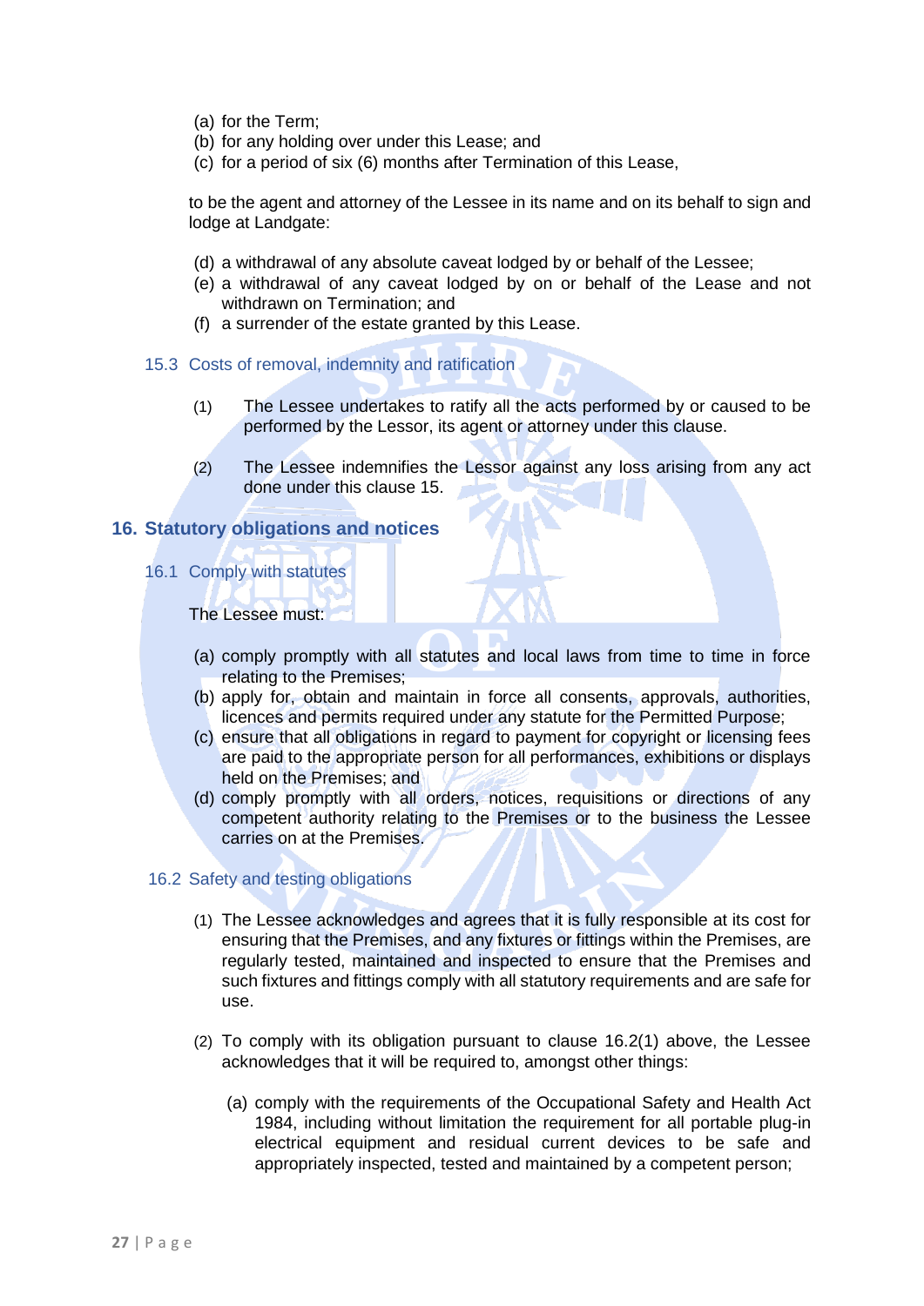(a) for the Term;
(b) for any holding over under this Lease; and
(c) for a period of six (6) months after Termination of this Lease,

to be the agent and attorney of the Lessee in its name and on its behalf to sign and lodge at Landgate:

(d) a withdrawal of any absolute caveat lodged by or behalf of the Lessee;
(e) a withdrawal of any caveat lodged by on or behalf of the Lease and not withdrawn on Termination; and
(f) a surrender of the estate granted by this Lease.

### 15.3 Costs of removal, indemnity and ratification

(1) The Lessee undertakes to ratify all the acts performed by or caused to be performed by the Lessor, its agent or attorney under this clause.

(2) The Lessee indemnifies the Lessor against any loss arising from any act done under this clause 15.

## 16. Statutory obligations and notices

### 16.1 Comply with statutes

The Lessee must:

(a) comply promptly with all statutes and local laws from time to time in force relating to the Premises;
(b) apply for, obtain and maintain in force all consents, approvals, authorities, licences and permits required under any statute for the Permitted Purpose;
(c) ensure that all obligations in regard to payment for copyright or licensing fees are paid to the appropriate person for all performances, exhibitions or displays held on the Premises; and
(d) comply promptly with all orders, notices, requisitions or directions of any competent authority relating to the Premises or to the business the Lessee carries on at the Premises.

### 16.2 Safety and testing obligations

(1) The Lessee acknowledges and agrees that it is fully responsible at its cost for ensuring that the Premises, and any fixtures or fittings within the Premises, are regularly tested, maintained and inspected to ensure that the Premises and such fixtures and fittings comply with all statutory requirements and are safe for use.

(2) To comply with its obligation pursuant to clause 16.2(1) above, the Lessee acknowledges that it will be required to, amongst other things:

(a) comply with the requirements of the Occupational Safety and Health Act 1984, including without limitation the requirement for all portable plug-in electrical equipment and residual current devices to be safe and appropriately inspected, tested and maintained by a competent person;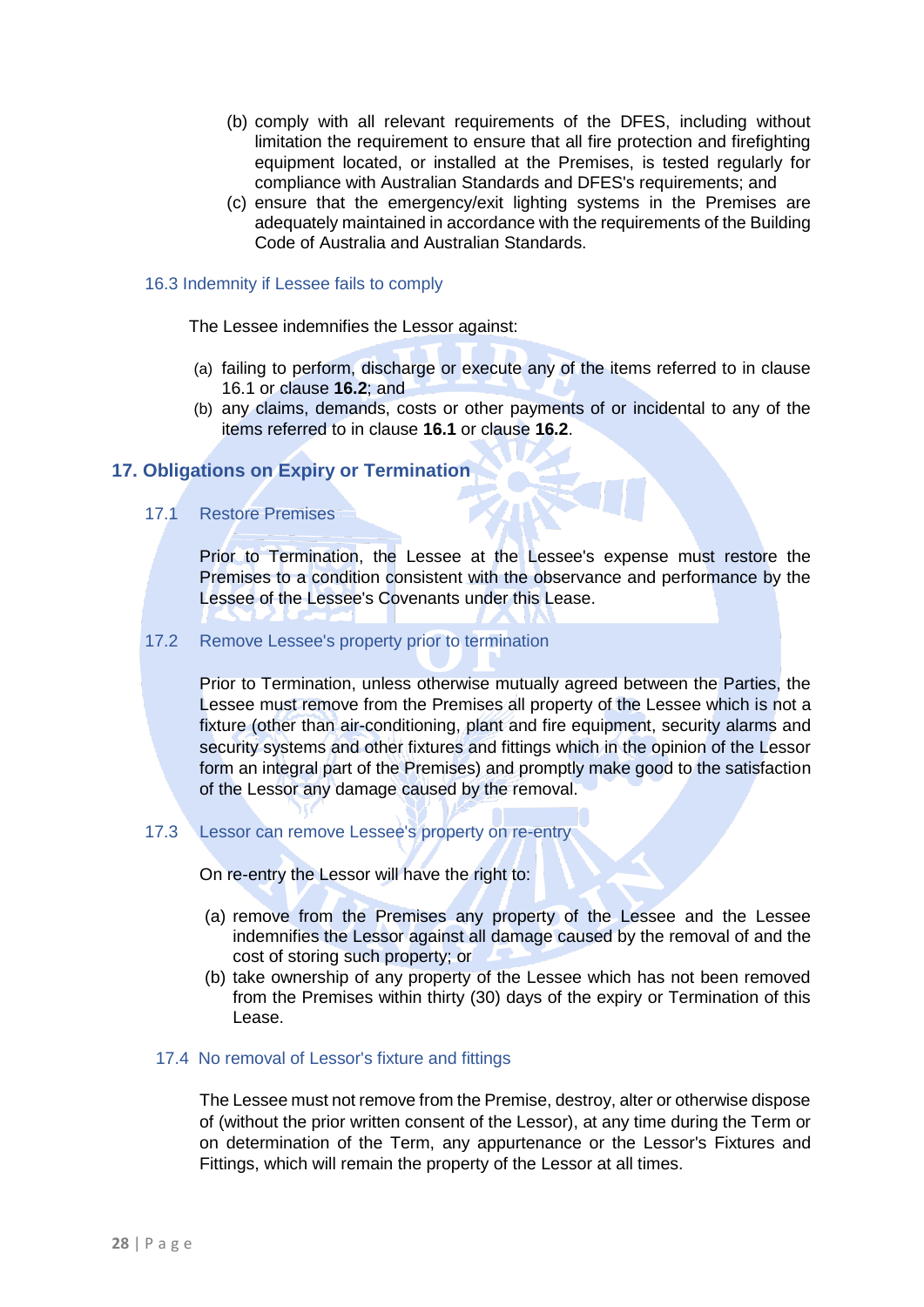(b) comply with all relevant requirements of the DFES, including without limitation the requirement to ensure that all fire protection and firefighting equipment located, or installed at the Premises, is tested regularly for compliance with Australian Standards and DFES's requirements; and

(c) ensure that the emergency/exit lighting systems in the Premises are adequately maintained in accordance with the requirements of the Building Code of Australia and Australian Standards.

### 16.3 Indemnity if Lessee fails to comply

The Lessee indemnifies the Lessor against:

(a) failing to perform, discharge or execute any of the items referred to in clause 16.1 or clause **16.2**; and

(b) any claims, demands, costs or other payments of or incidental to any of the items referred to in clause **16.1** or clause **16.2**.

## 17. Obligations on Expiry or Termination

### 17.1 Restore Premises

Prior to Termination, the Lessee at the Lessee's expense must restore the Premises to a condition consistent with the observance and performance by the Lessee of the Lessee's Covenants under this Lease.

### 17.2 Remove Lessee's property prior to termination

Prior to Termination, unless otherwise mutually agreed between the Parties, the Lessee must remove from the Premises all property of the Lessee which is not a fixture (other than air-conditioning, plant and fire equipment, security alarms and security systems and other fixtures and fittings which in the opinion of the Lessor form an integral part of the Premises) and promptly make good to the satisfaction of the Lessor any damage caused by the removal.

### 17.3 Lessor can remove Lessee's property on re-entry

On re-entry the Lessor will have the right to:

(a) remove from the Premises any property of the Lessee and the Lessee indemnifies the Lessor against all damage caused by the removal of and the cost of storing such property; or

(b) take ownership of any property of the Lessee which has not been removed from the Premises within thirty (30) days of the expiry or Termination of this Lease.

### 17.4 No removal of Lessor's fixture and fittings

The Lessee must not remove from the Premise, destroy, alter or otherwise dispose of (without the prior written consent of the Lessor), at any time during the Term or on determination of the Term, any appurtenance or the Lessor's Fixtures and Fittings, which will remain the property of the Lessor at all times.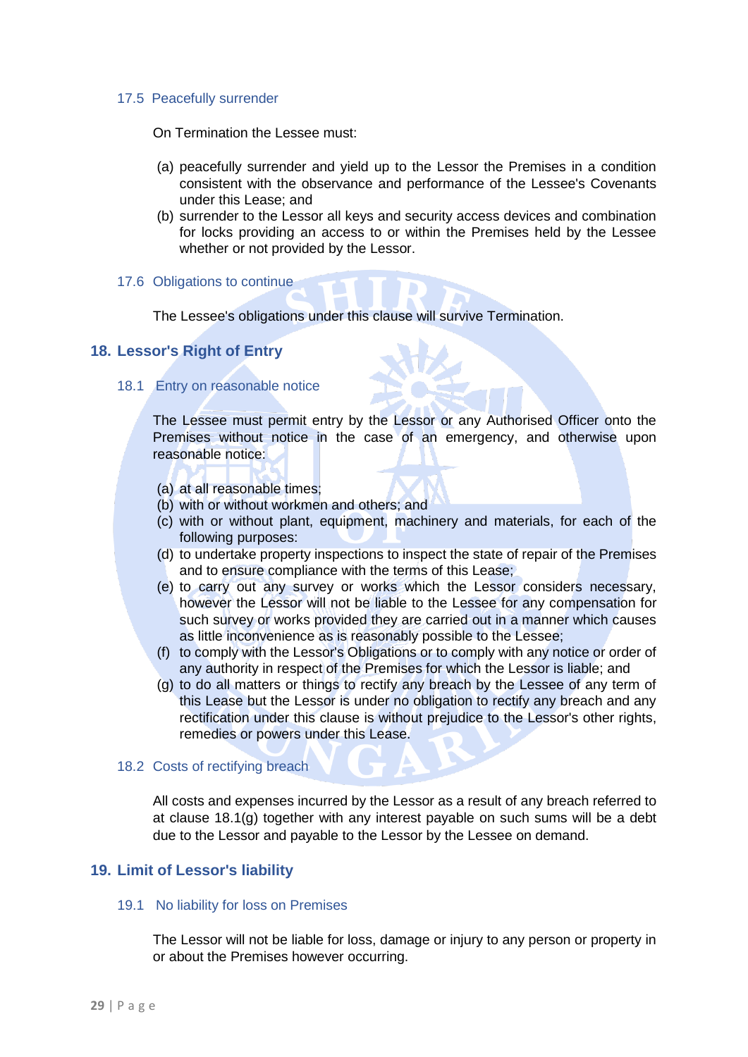### 17.5 Peacefully surrender

On Termination the Lessee must:

(a) peacefully surrender and yield up to the Lessor the Premises in a condition consistent with the observance and performance of the Lessee's Covenants under this Lease; and
(b) surrender to the Lessor all keys and security access devices and combination for locks providing an access to or within the Premises held by the Lessee whether or not provided by the Lessor.

### 17.6 Obligations to continue

The Lessee's obligations under this clause will survive Termination.

## 18. Lessor's Right of Entry

### 18.1 Entry on reasonable notice

The Lessee must permit entry by the Lessor or any Authorised Officer onto the Premises without notice in the case of an emergency, and otherwise upon reasonable notice:

(a) at all reasonable times;
(b) with or without workmen and others; and
(c) with or without plant, equipment, machinery and materials, for each of the following purposes:
(d) to undertake property inspections to inspect the state of repair of the Premises and to ensure compliance with the terms of this Lease;
(e) to carry out any survey or works which the Lessor considers necessary, however the Lessor will not be liable to the Lessee for any compensation for such survey or works provided they are carried out in a manner which causes as little inconvenience as is reasonably possible to the Lessee;
(f) to comply with the Lessor's Obligations or to comply with any notice or order of any authority in respect of the Premises for which the Lessor is liable; and
(g) to do all matters or things to rectify any breach by the Lessee of any term of this Lease but the Lessor is under no obligation to rectify any breach and any rectification under this clause is without prejudice to the Lessor's other rights, remedies or powers under this Lease.

### 18.2 Costs of rectifying breach

All costs and expenses incurred by the Lessor as a result of any breach referred to at clause 18.1(g) together with any interest payable on such sums will be a debt due to the Lessor and payable to the Lessor by the Lessee on demand.

## 19. Limit of Lessor's liability

### 19.1 No liability for loss on Premises

The Lessor will not be liable for loss, damage or injury to any person or property in or about the Premises however occurring.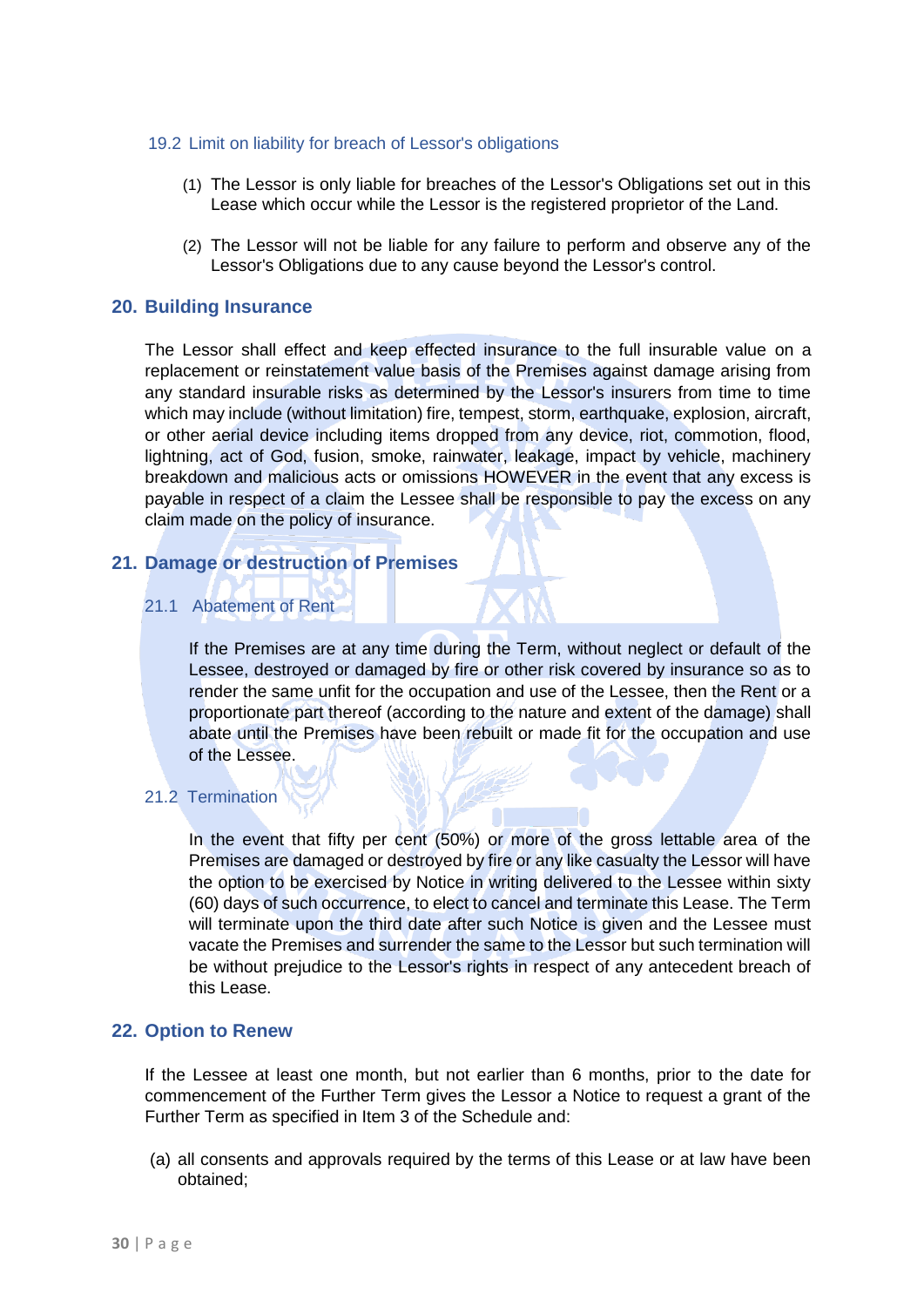### 19.2 Limit on liability for breach of Lessor's obligations

(1) The Lessor is only liable for breaches of the Lessor's Obligations set out in this Lease which occur while the Lessor is the registered proprietor of the Land.

(2) The Lessor will not be liable for any failure to perform and observe any of the Lessor's Obligations due to any cause beyond the Lessor's control.

## 20. Building Insurance

The Lessor shall effect and keep effected insurance to the full insurable value on a replacement or reinstatement value basis of the Premises against damage arising from any standard insurable risks as determined by the Lessor's insurers from time to time which may include (without limitation) fire, tempest, storm, earthquake, explosion, aircraft, or other aerial device including items dropped from any device, riot, commotion, flood, lightning, act of God, fusion, smoke, rainwater, leakage, impact by vehicle, machinery breakdown and malicious acts or omissions HOWEVER in the event that any excess is payable in respect of a claim the Lessee shall be responsible to pay the excess on any claim made on the policy of insurance.

## 21. Damage or destruction of Premises

### 21.1 Abatement of Rent

If the Premises are at any time during the Term, without neglect or default of the Lessee, destroyed or damaged by fire or other risk covered by insurance so as to render the same unfit for the occupation and use of the Lessee, then the Rent or a proportionate part thereof (according to the nature and extent of the damage) shall abate until the Premises have been rebuilt or made fit for the occupation and use of the Lessee.

### 21.2 Termination

In the event that fifty per cent (50%) or more of the gross lettable area of the Premises are damaged or destroyed by fire or any like casualty the Lessor will have the option to be exercised by Notice in writing delivered to the Lessee within sixty (60) days of such occurrence, to elect to cancel and terminate this Lease. The Term will terminate upon the third date after such Notice is given and the Lessee must vacate the Premises and surrender the same to the Lessor but such termination will be without prejudice to the Lessor's rights in respect of any antecedent breach of this Lease.

## 22. Option to Renew

If the Lessee at least one month, but not earlier than 6 months, prior to the date for commencement of the Further Term gives the Lessor a Notice to request a grant of the Further Term as specified in Item 3 of the Schedule and:

(a) all consents and approvals required by the terms of this Lease or at law have been obtained;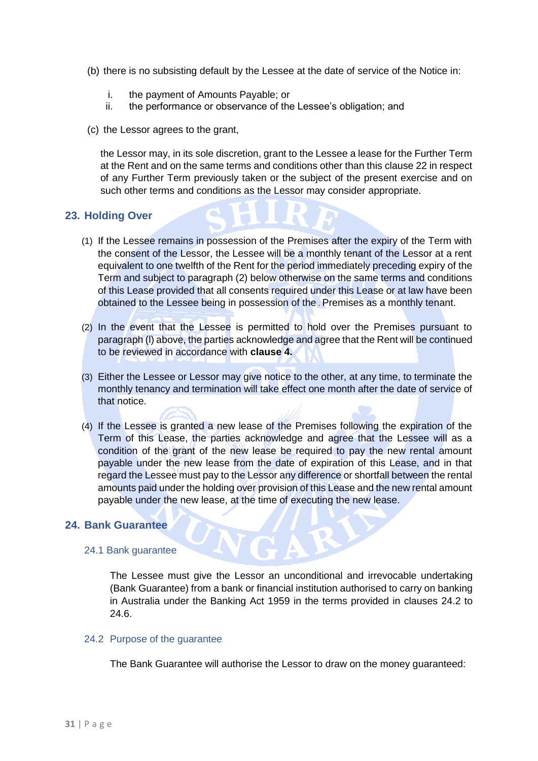(b) there is no subsisting default by the Lessee at the date of service of the Notice in:

i. the payment of Amounts Payable; or
ii. the performance or observance of the Lessee's obligation; and

(c) the Lessor agrees to the grant,

the Lessor may, in its sole discretion, grant to the Lessee a lease for the Further Term at the Rent and on the same terms and conditions other than this clause 22 in respect of any Further Term previously taken or the subject of the present exercise and on such other terms and conditions as the Lessor may consider appropriate.

## 23. Holding Over

(1) If the Lessee remains in possession of the Premises after the expiry of the Term with the consent of the Lessor, the Lessee will be a monthly tenant of the Lessor at a rent equivalent to one twelfth of the Rent for the period immediately preceding expiry of the Term and subject to paragraph (2) below otherwise on the same terms and conditions of this Lease provided that all consents required under this Lease or at law have been obtained to the Lessee being in possession of the . Premises as a monthly tenant.

(2) In the event that the Lessee is permitted to hold over the Premises pursuant to paragraph (l) above, the parties acknowledge and agree that the Rent will be continued to be reviewed in accordance with **clause 4.**

(3) Either the Lessee or Lessor may give notice to the other, at any time, to terminate the monthly tenancy and termination will take effect one month after the date of service of that notice.

(4) If the Lessee is granted a new lease of the Premises following the expiration of the Term of this Lease, the parties acknowledge and agree that the Lessee will as a condition of the grant of the new lease be required to pay the new rental amount payable under the new lease from the date of expiration of this Lease, and in that regard the Lessee must pay to the Lessor any difference or shortfall between the rental amounts paid under the holding over provision of this Lease and the new rental amount payable under the new lease, at the time of executing the new lease.

## 24. Bank Guarantee

### 24.1 Bank guarantee

The Lessee must give the Lessor an unconditional and irrevocable undertaking (Bank Guarantee) from a bank or financial institution authorised to carry on banking in Australia under the Banking Act 1959 in the terms provided in clauses 24.2 to 24.6.

### 24.2 Purpose of the guarantee

The Bank Guarantee will authorise the Lessor to draw on the money guaranteed: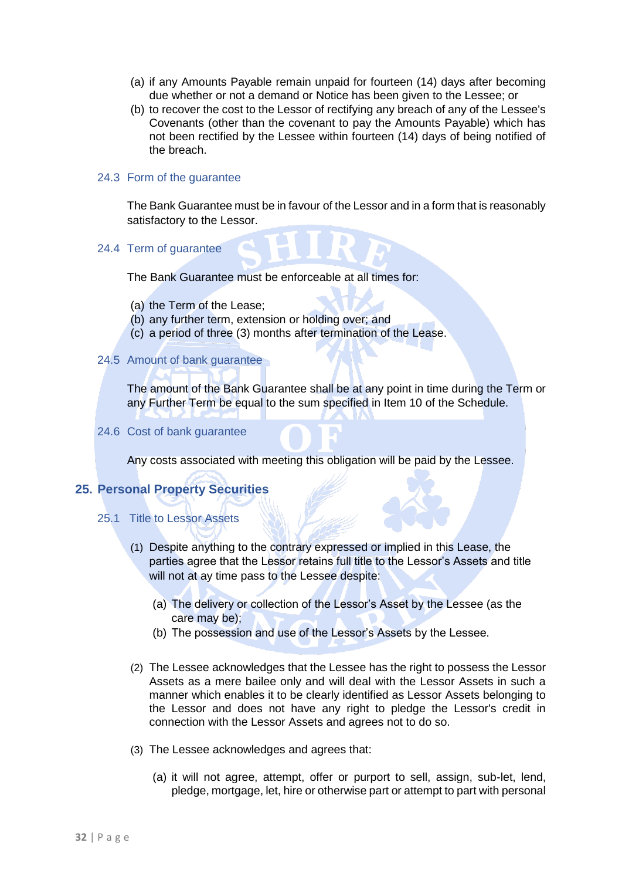(a) if any Amounts Payable remain unpaid for fourteen (14) days after becoming due whether or not a demand or Notice has been given to the Lessee; or

(b) to recover the cost to the Lessor of rectifying any breach of any of the Lessee's Covenants (other than the covenant to pay the Amounts Payable) which has not been rectified by the Lessee within fourteen (14) days of being notified of the breach.

### 24.3 Form of the guarantee

The Bank Guarantee must be in favour of the Lessor and in a form that is reasonably satisfactory to the Lessor.

### 24.4 Term of guarantee

The Bank Guarantee must be enforceable at all times for:

(a) the Term of the Lease;

(b) any further term, extension or holding over; and

(c) a period of three (3) months after termination of the Lease.

### 24.5 Amount of bank guarantee

The amount of the Bank Guarantee shall be at any point in time during the Term or any Further Term be equal to the sum specified in Item 10 of the Schedule.

### 24.6 Cost of bank guarantee

Any costs associated with meeting this obligation will be paid by the Lessee.

## 25. Personal Property Securities

### 25.1 Title to Lessor Assets

(1) Despite anything to the contrary expressed or implied in this Lease, the parties agree that the Lessor retains full title to the Lessor's Assets and title will not at ay time pass to the Lessee despite:

(a) The delivery or collection of the Lessor's Asset by the Lessee (as the care may be);

(b) The possession and use of the Lessor's Assets by the Lessee.

(2) The Lessee acknowledges that the Lessee has the right to possess the Lessor Assets as a mere bailee only and will deal with the Lessor Assets in such a manner which enables it to be clearly identified as Lessor Assets belonging to the Lessor and does not have any right to pledge the Lessor's credit in connection with the Lessor Assets and agrees not to do so.

(3) The Lessee acknowledges and agrees that:

(a) it will not agree, attempt, offer or purport to sell, assign, sub-let, lend, pledge, mortgage, let, hire or otherwise part or attempt to part with personal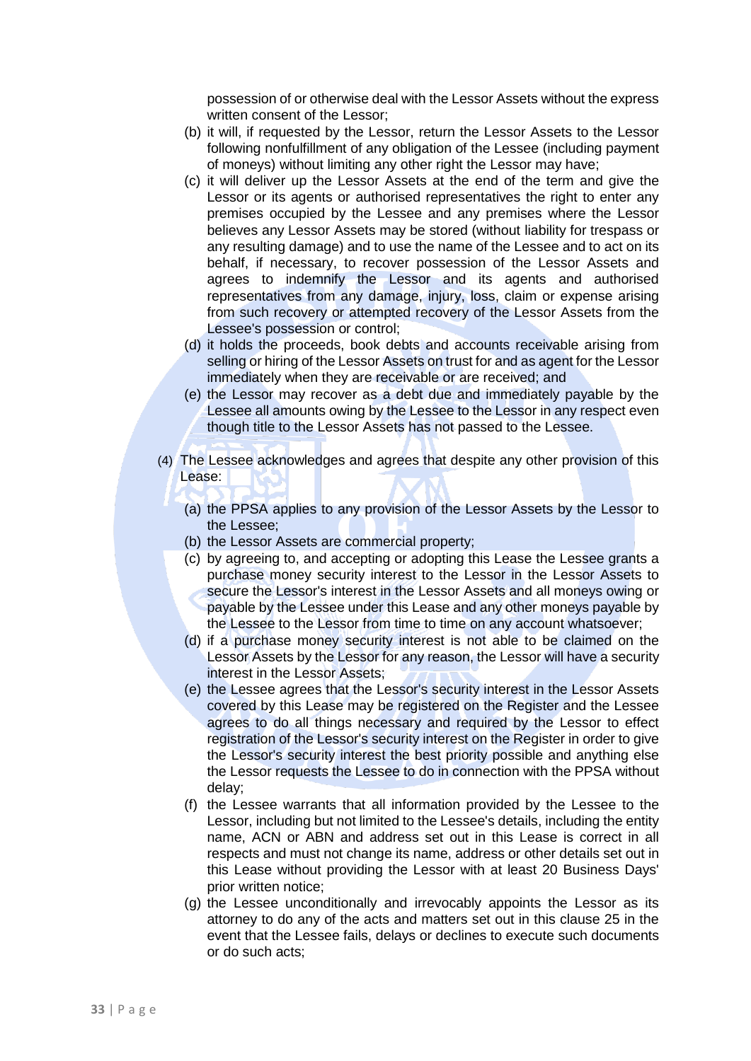possession of or otherwise deal with the Lessor Assets without the express written consent of the Lessor;

(b) it will, if requested by the Lessor, return the Lessor Assets to the Lessor following nonfulfillment of any obligation of the Lessee (including payment of moneys) without limiting any other right the Lessor may have;

(c) it will deliver up the Lessor Assets at the end of the term and give the Lessor or its agents or authorised representatives the right to enter any premises occupied by the Lessee and any premises where the Lessor believes any Lessor Assets may be stored (without liability for trespass or any resulting damage) and to use the name of the Lessee and to act on its behalf, if necessary, to recover possession of the Lessor Assets and agrees to indemnify the Lessor and its agents and authorised representatives from any damage, injury, loss, claim or expense arising from such recovery or attempted recovery of the Lessor Assets from the Lessee's possession or control;

(d) it holds the proceeds, book debts and accounts receivable arising from selling or hiring of the Lessor Assets on trust for and as agent for the Lessor immediately when they are receivable or are received; and

(e) the Lessor may recover as a debt due and immediately payable by the Lessee all amounts owing by the Lessee to the Lessor in any respect even though title to the Lessor Assets has not passed to the Lessee.

(4) The Lessee acknowledges and agrees that despite any other provision of this Lease:

(a) the PPSA applies to any provision of the Lessor Assets by the Lessor to the Lessee;

(b) the Lessor Assets are commercial property;

(c) by agreeing to, and accepting or adopting this Lease the Lessee grants a purchase money security interest to the Lessor in the Lessor Assets to secure the Lessor's interest in the Lessor Assets and all moneys owing or payable by the Lessee under this Lease and any other moneys payable by the Lessee to the Lessor from time to time on any account whatsoever;

(d) if a purchase money security interest is not able to be claimed on the Lessor Assets by the Lessor for any reason, the Lessor will have a security interest in the Lessor Assets;

(e) the Lessee agrees that the Lessor's security interest in the Lessor Assets covered by this Lease may be registered on the Register and the Lessee agrees to do all things necessary and required by the Lessor to effect registration of the Lessor's security interest on the Register in order to give the Lessor's security interest the best priority possible and anything else the Lessor requests the Lessee to do in connection with the PPSA without delay;

(f) the Lessee warrants that all information provided by the Lessee to the Lessor, including but not limited to the Lessee's details, including the entity name, ACN or ABN and address set out in this Lease is correct in all respects and must not change its name, address or other details set out in this Lease without providing the Lessor with at least 20 Business Days' prior written notice;

(g) the Lessee unconditionally and irrevocably appoints the Lessor as its attorney to do any of the acts and matters set out in this clause 25 in the event that the Lessee fails, delays or declines to execute such documents or do such acts;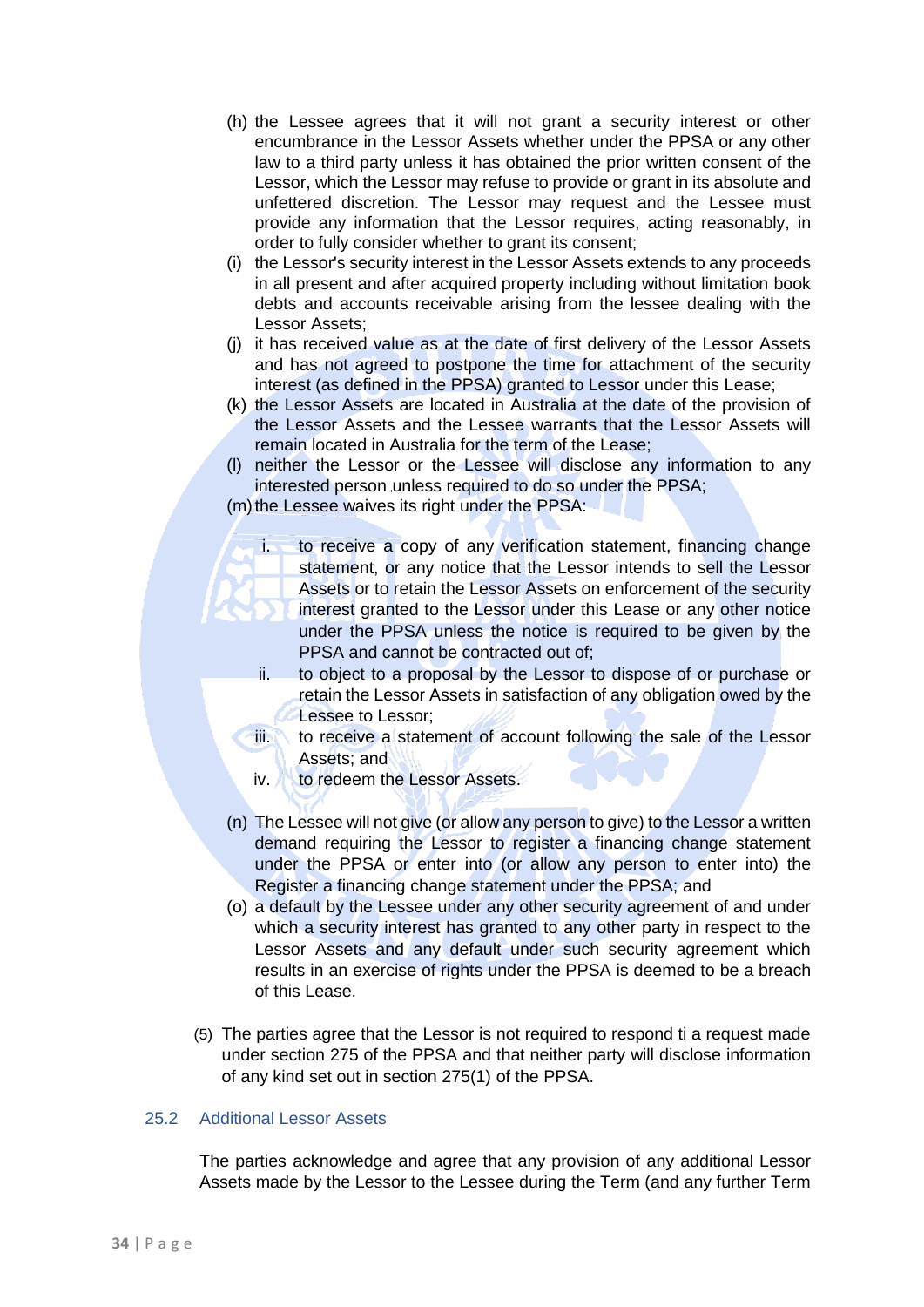(h) the Lessee agrees that it will not grant a security interest or other encumbrance in the Lessor Assets whether under the PPSA or any other law to a third party unless it has obtained the prior written consent of the Lessor, which the Lessor may refuse to provide or grant in its absolute and unfettered discretion. The Lessor may request and the Lessee must provide any information that the Lessor requires, acting reasonably, in order to fully consider whether to grant its consent;

(i) the Lessor's security interest in the Lessor Assets extends to any proceeds in all present and after acquired property including without limitation book debts and accounts receivable arising from the lessee dealing with the Lessor Assets;

(j) it has received value as at the date of first delivery of the Lessor Assets and has not agreed to postpone the time for attachment of the security interest (as defined in the PPSA) granted to Lessor under this Lease;

(k) the Lessor Assets are located in Australia at the date of the provision of the Lessor Assets and the Lessee warrants that the Lessor Assets will remain located in Australia for the term of the Lease;

(l) neither the Lessor or the Lessee will disclose any information to any interested person ,unless required to do so under the PPSA;

(m) the Lessee waives its right under the PPSA:

   i. to receive a copy of any verification statement, financing change statement, or any notice that the Lessor intends to sell the Lessor Assets or to retain the Lessor Assets on enforcement of the security interest granted to the Lessor under this Lease or any other notice under the PPSA unless the notice is required to be given by the PPSA and cannot be contracted out of;

   ii. to object to a proposal by the Lessor to dispose of or purchase or retain the Lessor Assets in satisfaction of any obligation owed by the Lessee to Lessor;

   iii. to receive a statement of account following the sale of the Lessor Assets; and

   iv. to redeem the Lessor Assets.

(n) The Lessee will not give (or allow any person to give) to the Lessor a written demand requiring the Lessor to register a financing change statement under the PPSA or enter into (or allow any person to enter into) the Register a financing change statement under the PPSA; and

(o) a default by the Lessee under any other security agreement of and under which a security interest has granted to any other party in respect to the Lessor Assets and any default under such security agreement which results in an exercise of rights under the PPSA is deemed to be a breach of this Lease.

(5) The parties agree that the Lessor is not required to respond ti a request made under section 275 of the PPSA and that neither party will disclose information of any kind set out in section 275(1) of the PPSA.

### 25.2 Additional Lessor Assets

The parties acknowledge and agree that any provision of any additional Lessor Assets made by the Lessor to the Lessee during the Term (and any further Term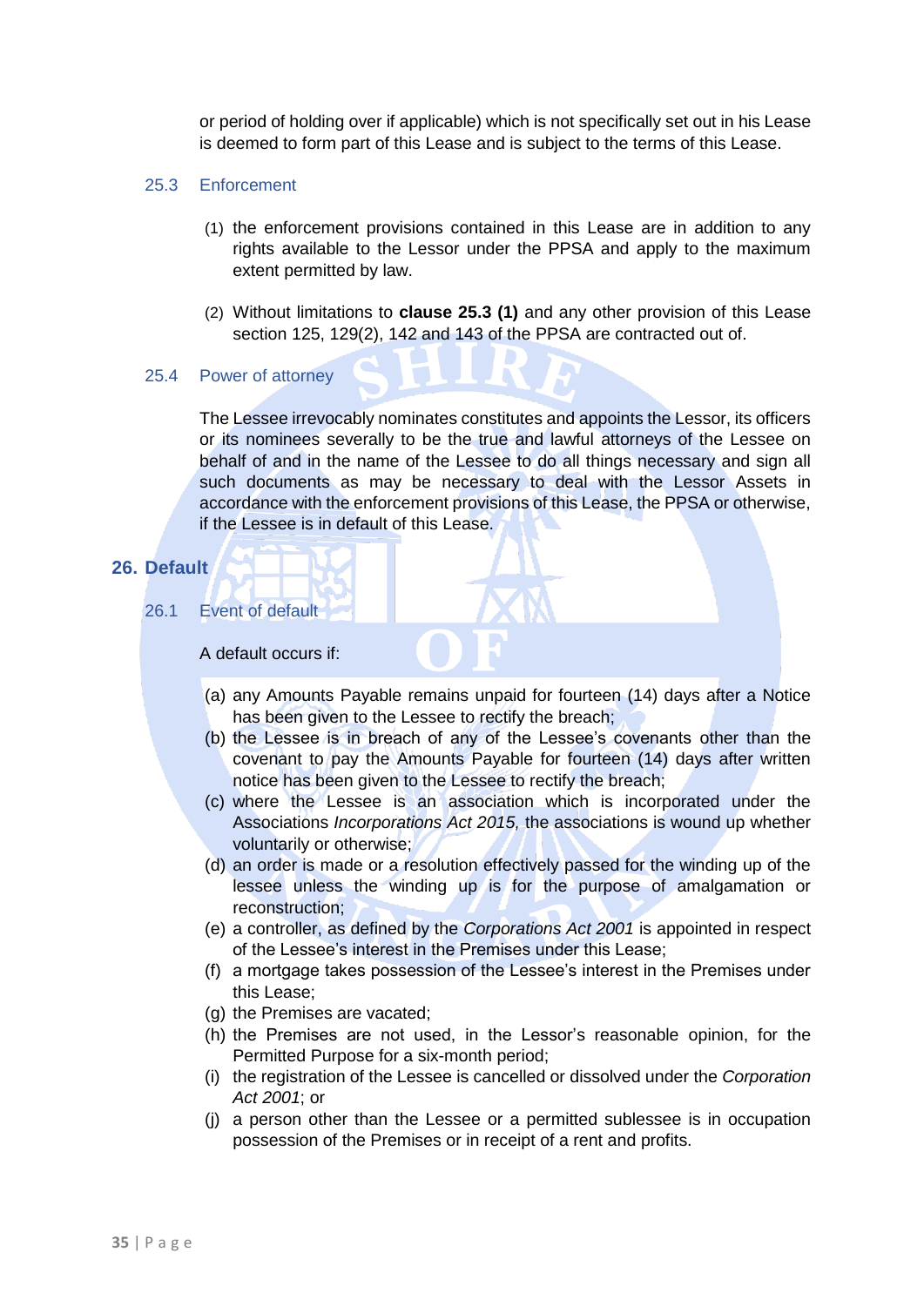or period of holding over if applicable) which is not specifically set out in his Lease is deemed to form part of this Lease and is subject to the terms of this Lease.

### 25.3 Enforcement

(1) the enforcement provisions contained in this Lease are in addition to any rights available to the Lessor under the PPSA and apply to the maximum extent permitted by law.

(2) Without limitations to **clause 25.3 (1)** and any other provision of this Lease section 125, 129(2), 142 and 143 of the PPSA are contracted out of.

### 25.4 Power of attorney

The Lessee irrevocably nominates constitutes and appoints the Lessor, its officers or its nominees severally to be the true and lawful attorneys of the Lessee on behalf of and in the name of the Lessee to do all things necessary and sign all such documents as may be necessary to deal with the Lessor Assets in accordance with the enforcement provisions of this Lease, the PPSA or otherwise, if the Lessee is in default of this Lease.

## 26. Default

### 26.1 Event of default

A default occurs if:

(a) any Amounts Payable remains unpaid for fourteen (14) days after a Notice has been given to the Lessee to rectify the breach;
(b) the Lessee is in breach of any of the Lessee's covenants other than the covenant to pay the Amounts Payable for fourteen (14) days after written notice has been given to the Lessee to rectify the breach;
(c) where the Lessee is an association which is incorporated under the Associations *Incorporations Act 2015,* the associations is wound up whether voluntarily or otherwise;
(d) an order is made or a resolution effectively passed for the winding up of the lessee unless the winding up is for the purpose of amalgamation or reconstruction;
(e) a controller, as defined by the *Corporations Act 2001* is appointed in respect of the Lessee's interest in the Premises under this Lease;
(f) a mortgage takes possession of the Lessee's interest in the Premises under this Lease;
(g) the Premises are vacated;
(h) the Premises are not used, in the Lessor's reasonable opinion, for the Permitted Purpose for a six-month period;
(i) the registration of the Lessee is cancelled or dissolved under the *Corporation Act 2001*; or
(j) a person other than the Lessee or a permitted sublessee is in occupation possession of the Premises or in receipt of a rent and profits.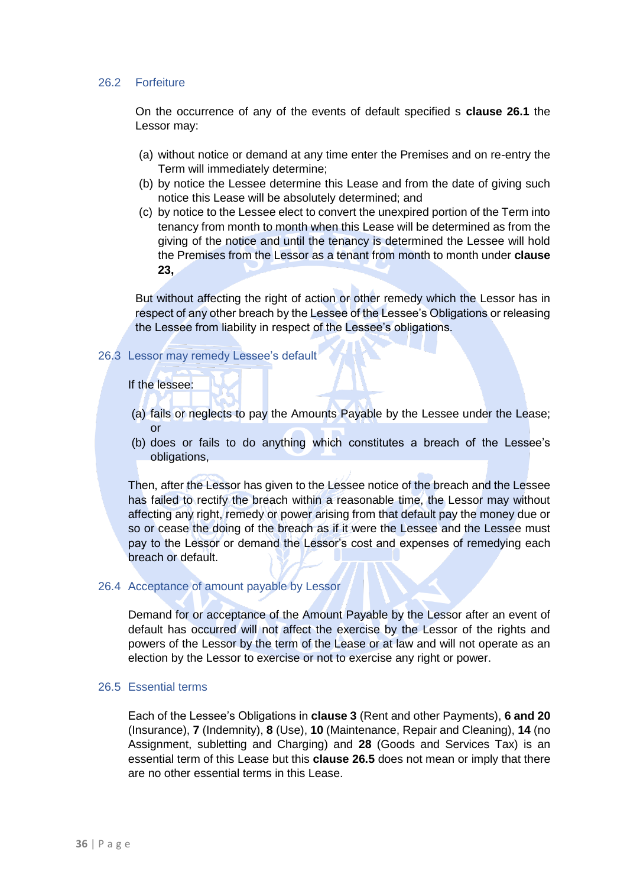### 26.2 Forfeiture

On the occurrence of any of the events of default specified s **clause 26.1** the Lessor may:

(a) without notice or demand at any time enter the Premises and on re-entry the Term will immediately determine;
(b) by notice the Lessee determine this Lease and from the date of giving such notice this Lease will be absolutely determined; and
(c) by notice to the Lessee elect to convert the unexpired portion of the Term into tenancy from month to month when this Lease will be determined as from the giving of the notice and until the tenancy is determined the Lessee will hold the Premises from the Lessor as a tenant from month to month under **clause 23,**

But without affecting the right of action or other remedy which the Lessor has in respect of any other breach by the Lessee of the Lessee's Obligations or releasing the Lessee from liability in respect of the Lessee's obligations.

### 26.3 Lessor may remedy Lessee's default

If the lessee:

(a) fails or neglects to pay the Amounts Payable by the Lessee under the Lease; or
(b) does or fails to do anything which constitutes a breach of the Lessee's obligations,

Then, after the Lessor has given to the Lessee notice of the breach and the Lessee has failed to rectify the breach within a reasonable time, the Lessor may without affecting any right, remedy or power arising from that default pay the money due or so or cease the doing of the breach as if it were the Lessee and the Lessee must pay to the Lessor or demand the Lessor's cost and expenses of remedying each breach or default.

### 26.4 Acceptance of amount payable by Lessor

Demand for or acceptance of the Amount Payable by the Lessor after an event of default has occurred will not affect the exercise by the Lessor of the rights and powers of the Lessor by the term of the Lease or at law and will not operate as an election by the Lessor to exercise or not to exercise any right or power.

### 26.5 Essential terms

Each of the Lessee's Obligations in **clause 3** (Rent and other Payments), **6 and 20** (Insurance), **7** (Indemnity), **8** (Use), **10** (Maintenance, Repair and Cleaning), **14** (no Assignment, subletting and Charging) and **28** (Goods and Services Tax) is an essential term of this Lease but this **clause 26.5** does not mean or imply that there are no other essential terms in this Lease.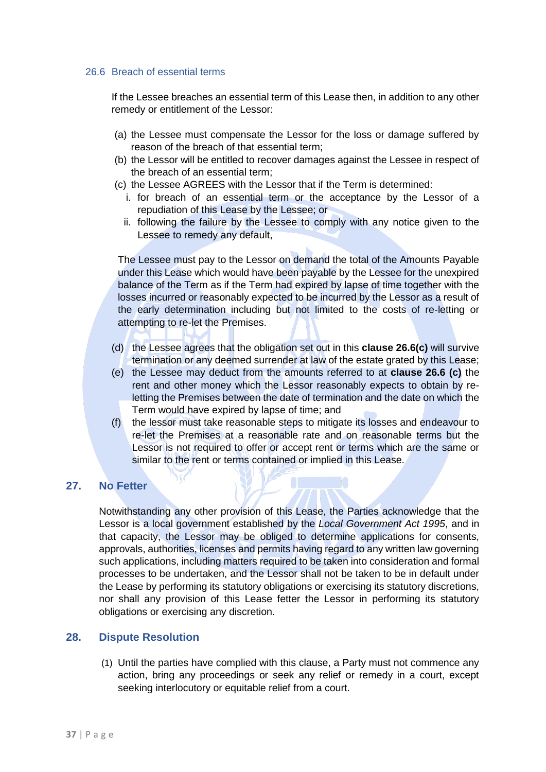### 26.6 Breach of essential terms

If the Lessee breaches an essential term of this Lease then, in addition to any other remedy or entitlement of the Lessor:

(a) the Lessee must compensate the Lessor for the loss or damage suffered by reason of the breach of that essential term;

(b) the Lessor will be entitled to recover damages against the Lessee in respect of the breach of an essential term;

(c) the Lessee AGREES with the Lessor that if the Term is determined:

   i. for breach of an essential term or the acceptance by the Lessor of a repudiation of this Lease by the Lessee; or

   ii. following the failure by the Lessee to comply with any notice given to the Lessee to remedy any default,

The Lessee must pay to the Lessor on demand the total of the Amounts Payable under this Lease which would have been payable by the Lessee for the unexpired balance of the Term as if the Term had expired by lapse of time together with the losses incurred or reasonably expected to be incurred by the Lessor as a result of the early determination including but not limited to the costs of re-letting or attempting to re-let the Premises.

(d) the Lessee agrees that the obligation set out in this **clause 26.6(c)** will survive termination or any deemed surrender at law of the estate grated by this Lease;

(e) the Lessee may deduct from the amounts referred to at **clause 26.6 (c)** the rent and other money which the Lessor reasonably expects to obtain by re-letting the Premises between the date of termination and the date on which the Term would have expired by lapse of time; and

(f) the lessor must take reasonable steps to mitigate its losses and endeavour to re-let the Premises at a reasonable rate and on reasonable terms but the Lessor is not required to offer or accept rent or terms which are the same or similar to the rent or terms contained or implied in this Lease.

## 27. No Fetter

Notwithstanding any other provision of this Lease, the Parties acknowledge that the Lessor is a local government established by the *Local Government Act 1995*, and in that capacity, the Lessor may be obliged to determine applications for consents, approvals, authorities, licenses and permits having regard to any written law governing such applications, including matters required to be taken into consideration and formal processes to be undertaken, and the Lessor shall not be taken to be in default under the Lease by performing its statutory obligations or exercising its statutory discretions, nor shall any provision of this Lease fetter the Lessor in performing its statutory obligations or exercising any discretion.

## 28. Dispute Resolution

(1) Until the parties have complied with this clause, a Party must not commence any action, bring any proceedings or seek any relief or remedy in a court, except seeking interlocutory or equitable relief from a court.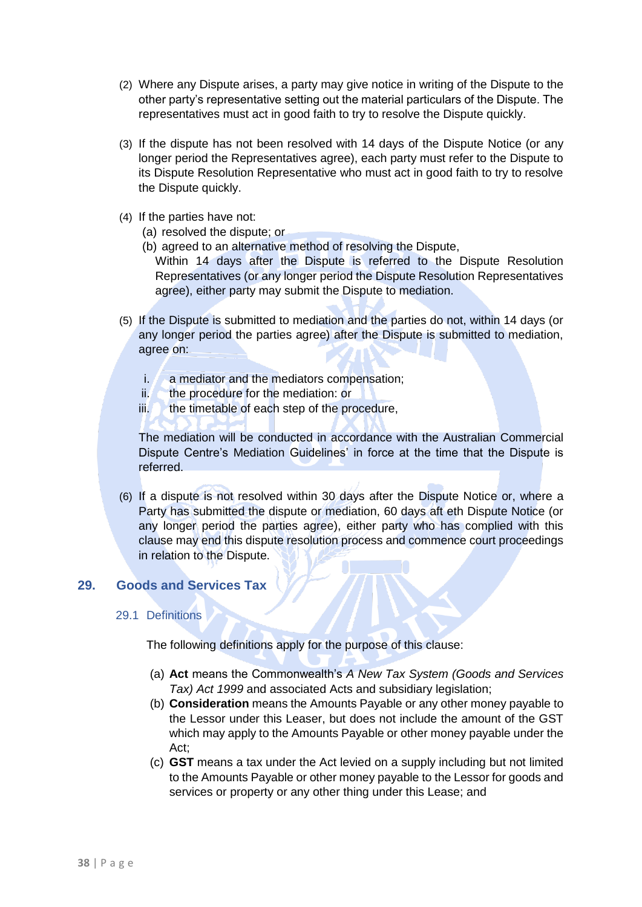(2) Where any Dispute arises, a party may give notice in writing of the Dispute to the other party's representative setting out the material particulars of the Dispute. The representatives must act in good faith to try to resolve the Dispute quickly.

(3) If the dispute has not been resolved with 14 days of the Dispute Notice (or any longer period the Representatives agree), each party must refer to the Dispute to its Dispute Resolution Representative who must act in good faith to try to resolve the Dispute quickly.

(4) If the parties have not:

   (a) resolved the dispute; or

   (b) agreed to an alternative method of resolving the Dispute,

   Within 14 days after the Dispute is referred to the Dispute Resolution Representatives (or any longer period the Dispute Resolution Representatives agree), either party may submit the Dispute to mediation.

(5) If the Dispute is submitted to mediation and the parties do not, within 14 days (or any longer period the parties agree) after the Dispute is submitted to mediation, agree on:

   i. a mediator and the mediators compensation;
   ii. the procedure for the mediation: or
   iii. the timetable of each step of the procedure,

   The mediation will be conducted in accordance with the Australian Commercial Dispute Centre's Mediation Guidelines' in force at the time that the Dispute is referred.

(6) If a dispute is not resolved within 30 days after the Dispute Notice or, where a Party has submitted the dispute or mediation, 60 days aft eth Dispute Notice (or any longer period the parties agree), either party who has complied with this clause may end this dispute resolution process and commence court proceedings in relation to the Dispute.

## 29. Goods and Services Tax

### 29.1 Definitions

The following definitions apply for the purpose of this clause:

(a) **Act** means the Commonwealth's *A New Tax System (Goods and Services Tax) Act 1999* and associated Acts and subsidiary legislation;

(b) **Consideration** means the Amounts Payable or any other money payable to the Lessor under this Leaser, but does not include the amount of the GST which may apply to the Amounts Payable or other money payable under the Act;

(c) **GST** means a tax under the Act levied on a supply including but not limited to the Amounts Payable or other money payable to the Lessor for goods and services or property or any other thing under this Lease; and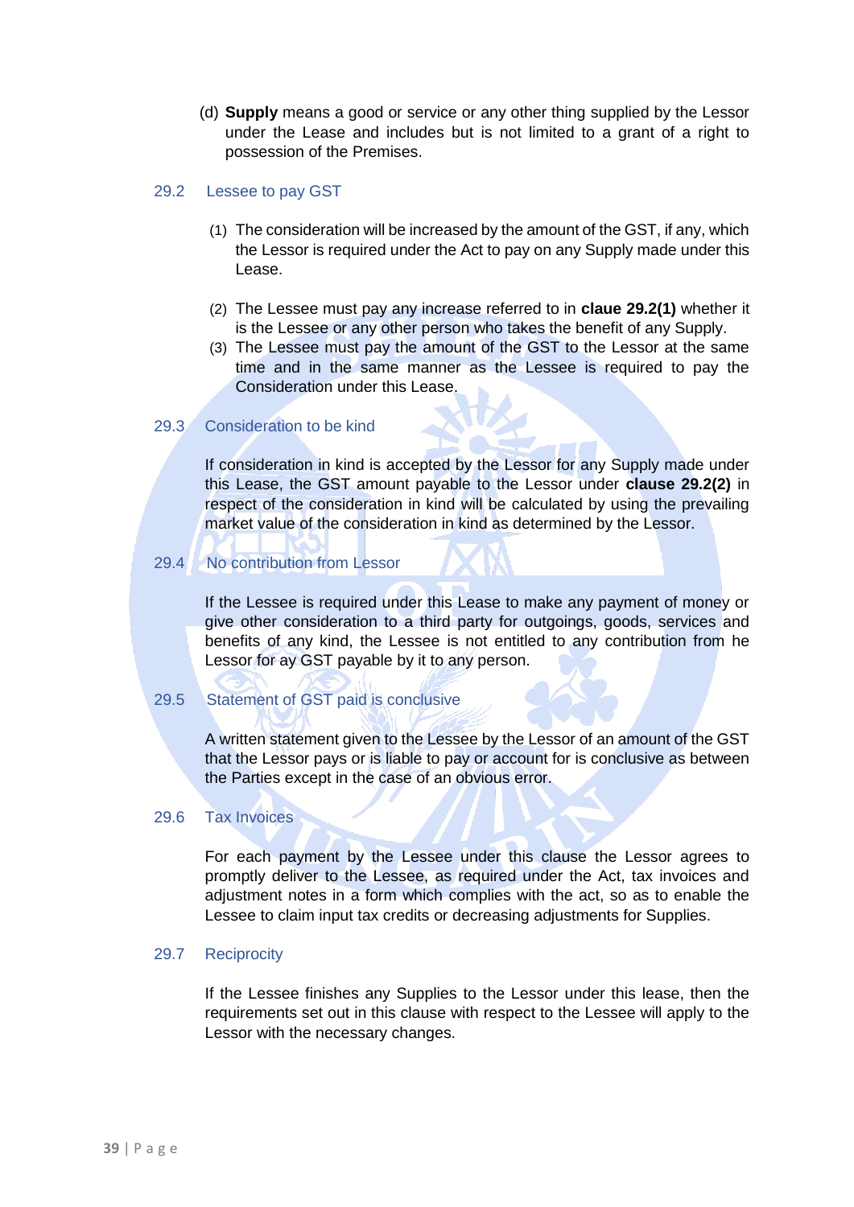(d) **Supply** means a good or service or any other thing supplied by the Lessor under the Lease and includes but is not limited to a grant of a right to possession of the Premises.

### 29.2 Lessee to pay GST

(1) The consideration will be increased by the amount of the GST, if any, which the Lessor is required under the Act to pay on any Supply made under this Lease.

(2) The Lessee must pay any increase referred to in **claue 29.2(1)** whether it is the Lessee or any other person who takes the benefit of any Supply.

(3) The Lessee must pay the amount of the GST to the Lessor at the same time and in the same manner as the Lessee is required to pay the Consideration under this Lease.

### 29.3 Consideration to be kind

If consideration in kind is accepted by the Lessor for any Supply made under this Lease, the GST amount payable to the Lessor under **clause 29.2(2)** in respect of the consideration in kind will be calculated by using the prevailing market value of the consideration in kind as determined by the Lessor.

### 29.4 No contribution from Lessor

If the Lessee is required under this Lease to make any payment of money or give other consideration to a third party for outgoings, goods, services and benefits of any kind, the Lessee is not entitled to any contribution from he Lessor for ay GST payable by it to any person.

### 29.5 Statement of GST paid is conclusive

A written statement given to the Lessee by the Lessor of an amount of the GST that the Lessor pays or is liable to pay or account for is conclusive as between the Parties except in the case of an obvious error.

### 29.6 Tax Invoices

For each payment by the Lessee under this clause the Lessor agrees to promptly deliver to the Lessee, as required under the Act, tax invoices and adjustment notes in a form which complies with the act, so as to enable the Lessee to claim input tax credits or decreasing adjustments for Supplies.

### 29.7 Reciprocity

If the Lessee finishes any Supplies to the Lessor under this lease, then the requirements set out in this clause with respect to the Lessee will apply to the Lessor with the necessary changes.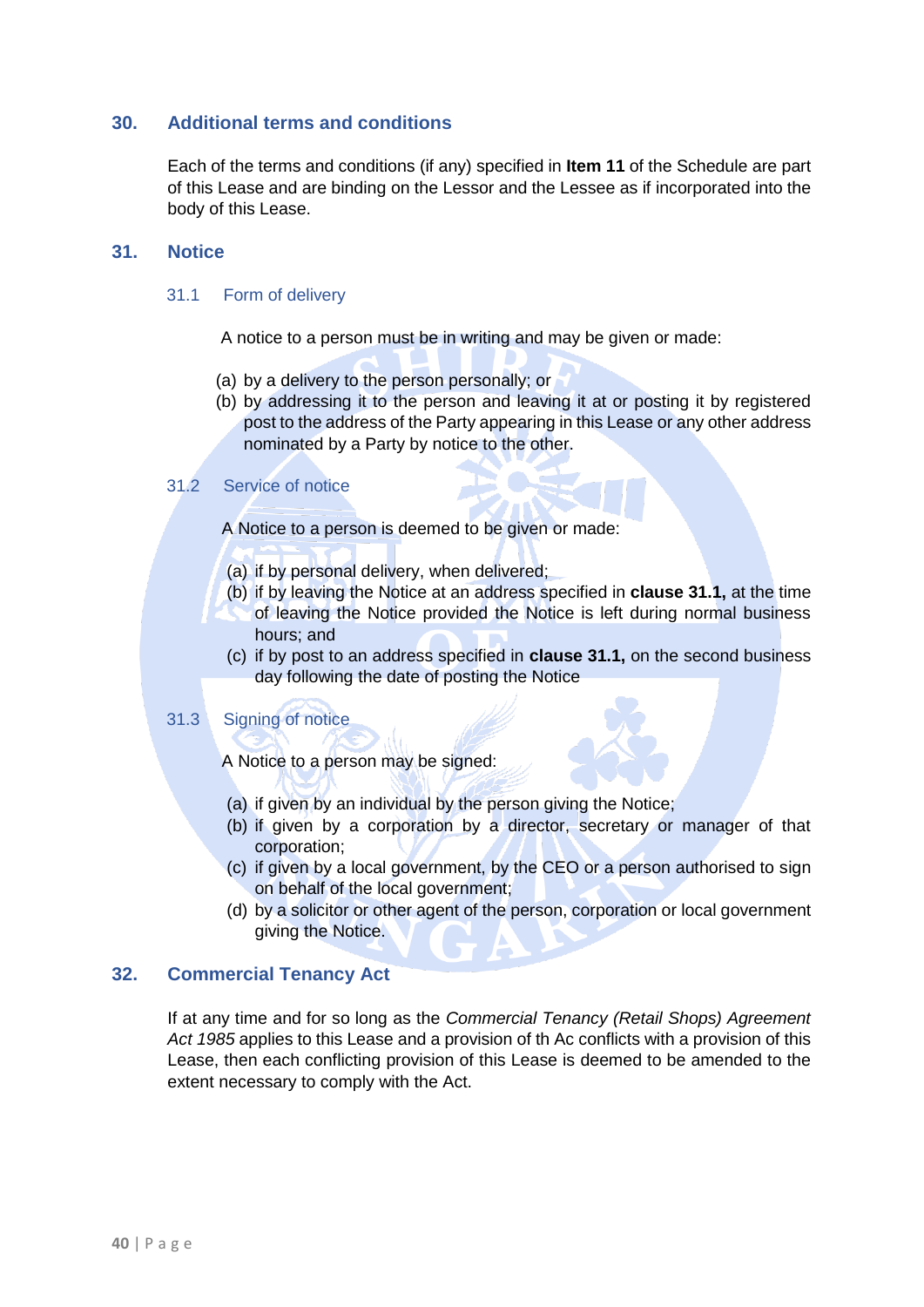## 30. Additional terms and conditions

Each of the terms and conditions (if any) specified in **Item 11** of the Schedule are part of this Lease and are binding on the Lessor and the Lessee as if incorporated into the body of this Lease.

## 31. Notice

### 31.1 Form of delivery

A notice to a person must be in writing and may be given or made:

(a) by a delivery to the person personally; or
(b) by addressing it to the person and leaving it at or posting it by registered post to the address of the Party appearing in this Lease or any other address nominated by a Party by notice to the other.

### 31.2 Service of notice

A Notice to a person is deemed to be given or made:

(a) if by personal delivery, when delivered;
(b) if by leaving the Notice at an address specified in **clause 31.1,** at the time of leaving the Notice provided the Notice is left during normal business hours; and
(c) if by post to an address specified in **clause 31.1,** on the second business day following the date of posting the Notice

### 31.3 Signing of notice

A Notice to a person may be signed:

(a) if given by an individual by the person giving the Notice;
(b) if given by a corporation by a director, secretary or manager of that corporation;
(c) if given by a local government, by the CEO or a person authorised to sign on behalf of the local government;
(d) by a solicitor or other agent of the person, corporation or local government giving the Notice.

## 32. Commercial Tenancy Act

If at any time and for so long as the *Commercial Tenancy (Retail Shops) Agreement Act 1985* applies to this Lease and a provision of th Ac conflicts with a provision of this Lease, then each conflicting provision of this Lease is deemed to be amended to the extent necessary to comply with the Act.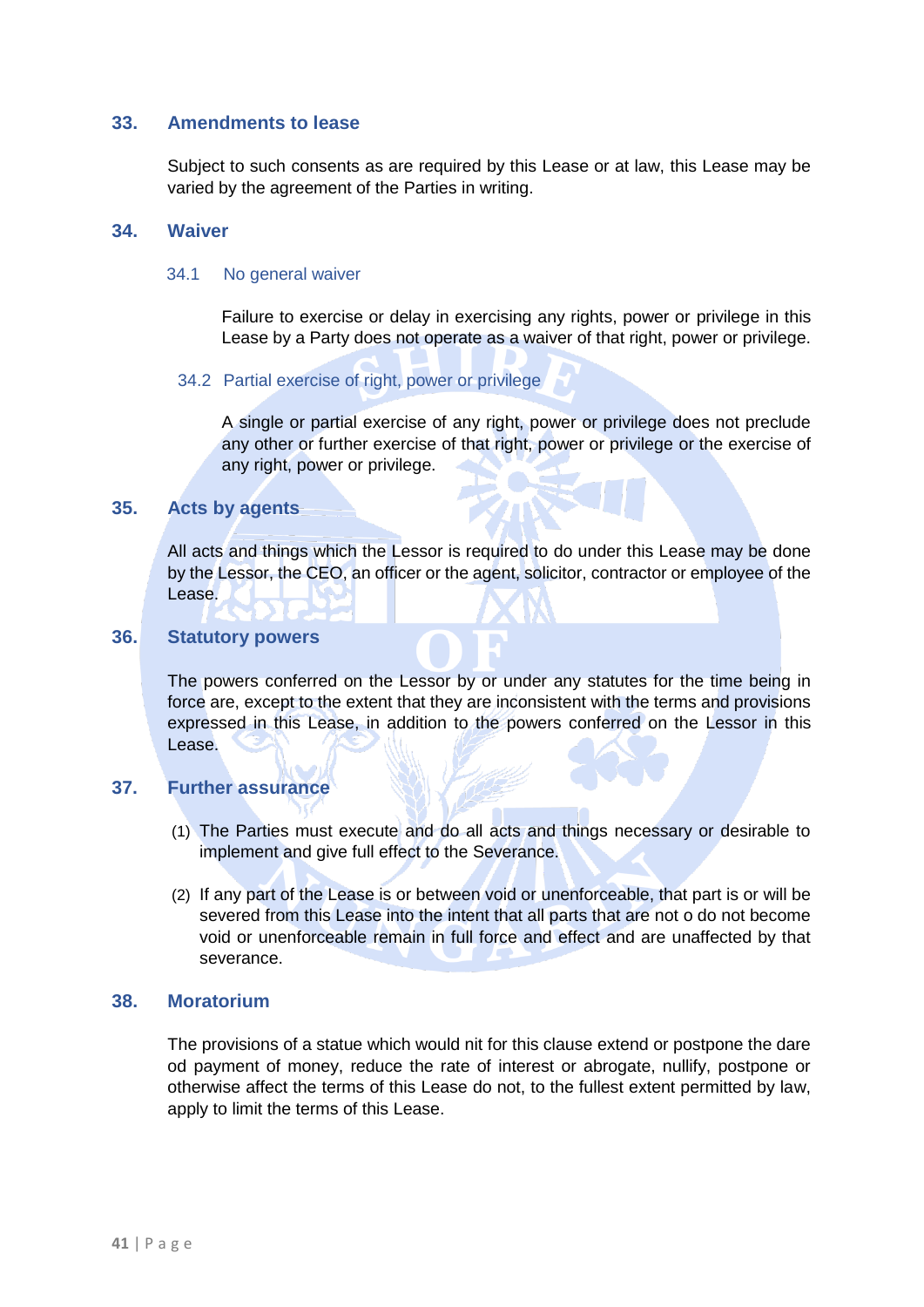## 33. Amendments to lease

Subject to such consents as are required by this Lease or at law, this Lease may be varied by the agreement of the Parties in writing.

## 34. Waiver

### 34.1 No general waiver

Failure to exercise or delay in exercising any rights, power or privilege in this Lease by a Party does not operate as a waiver of that right, power or privilege.

### 34.2 Partial exercise of right, power or privilege

A single or partial exercise of any right, power or privilege does not preclude any other or further exercise of that right, power or privilege or the exercise of any right, power or privilege.

## 35. Acts by agents

All acts and things which the Lessor is required to do under this Lease may be done by the Lessor, the CEO, an officer or the agent, solicitor, contractor or employee of the Lease.

## 36. Statutory powers

The powers conferred on the Lessor by or under any statutes for the time being in force are, except to the extent that they are inconsistent with the terms and provisions expressed in this Lease, in addition to the powers conferred on the Lessor in this Lease.

## 37. Further assurance

(1) The Parties must execute and do all acts and things necessary or desirable to implement and give full effect to the Severance.

(2) If any part of the Lease is or between void or unenforceable, that part is or will be severed from this Lease into the intent that all parts that are not o do not become void or unenforceable remain in full force and effect and are unaffected by that severance.

## 38. Moratorium

The provisions of a statue which would nit for this clause extend or postpone the dare od payment of money, reduce the rate of interest or abrogate, nullify, postpone or otherwise affect the terms of this Lease do not, to the fullest extent permitted by law, apply to limit the terms of this Lease.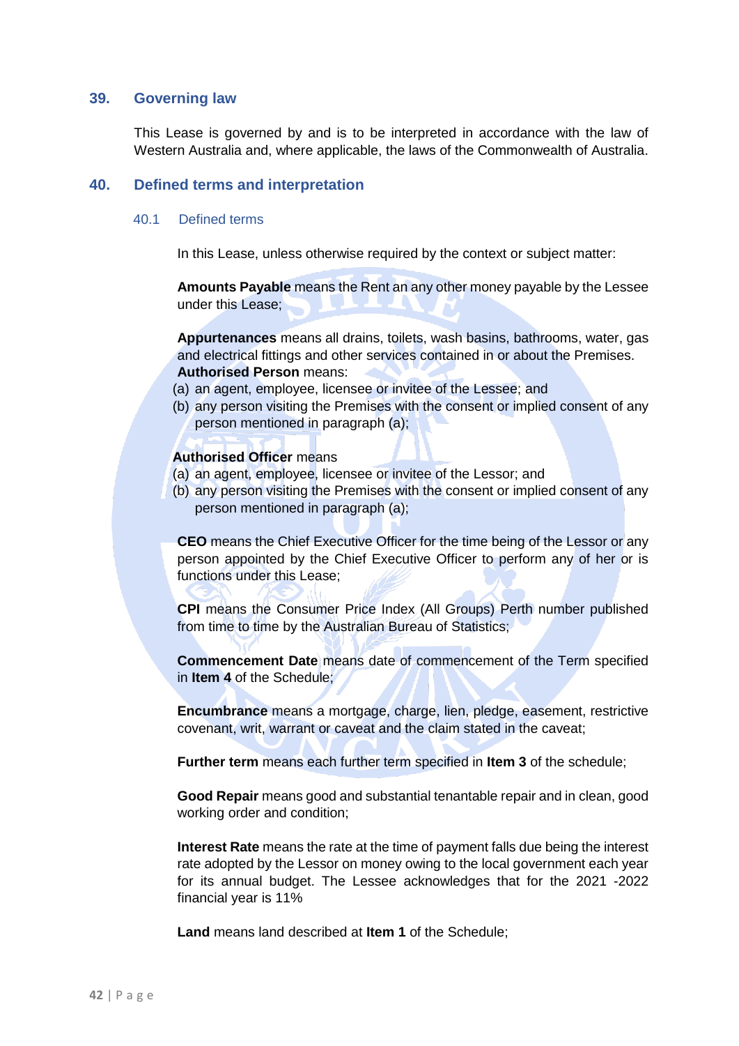## 39. Governing law

This Lease is governed by and is to be interpreted in accordance with the law of Western Australia and, where applicable, the laws of the Commonwealth of Australia.

## 40. Defined terms and interpretation

### 40.1 Defined terms

In this Lease, unless otherwise required by the context or subject matter:

**Amounts Payable** means the Rent an any other money payable by the Lessee under this Lease;

**Appurtenances** means all drains, toilets, wash basins, bathrooms, water, gas and electrical fittings and other services contained in or about the Premises.

**Authorised Person** means:

(a) an agent, employee, licensee or invitee of the Lessee; and

(b) any person visiting the Premises with the consent or implied consent of any person mentioned in paragraph (a);

**Authorised Officer** means

(a) an agent, employee, licensee or invitee of the Lessor; and

(b) any person visiting the Premises with the consent or implied consent of any person mentioned in paragraph (a);

**CEO** means the Chief Executive Officer for the time being of the Lessor or any person appointed by the Chief Executive Officer to perform any of her or is functions under this Lease;

**CPI** means the Consumer Price Index (All Groups) Perth number published from time to time by the Australian Bureau of Statistics;

**Commencement Date** means date of commencement of the Term specified in **Item 4** of the Schedule;

**Encumbrance** means a mortgage, charge, lien, pledge, easement, restrictive covenant, writ, warrant or caveat and the claim stated in the caveat;

**Further term** means each further term specified in **Item 3** of the schedule;

**Good Repair** means good and substantial tenantable repair and in clean, good working order and condition;

**Interest Rate** means the rate at the time of payment falls due being the interest rate adopted by the Lessor on money owing to the local government each year for its annual budget. The Lessee acknowledges that for the 2021 -2022 financial year is 11%

**Land** means land described at **Item 1** of the Schedule;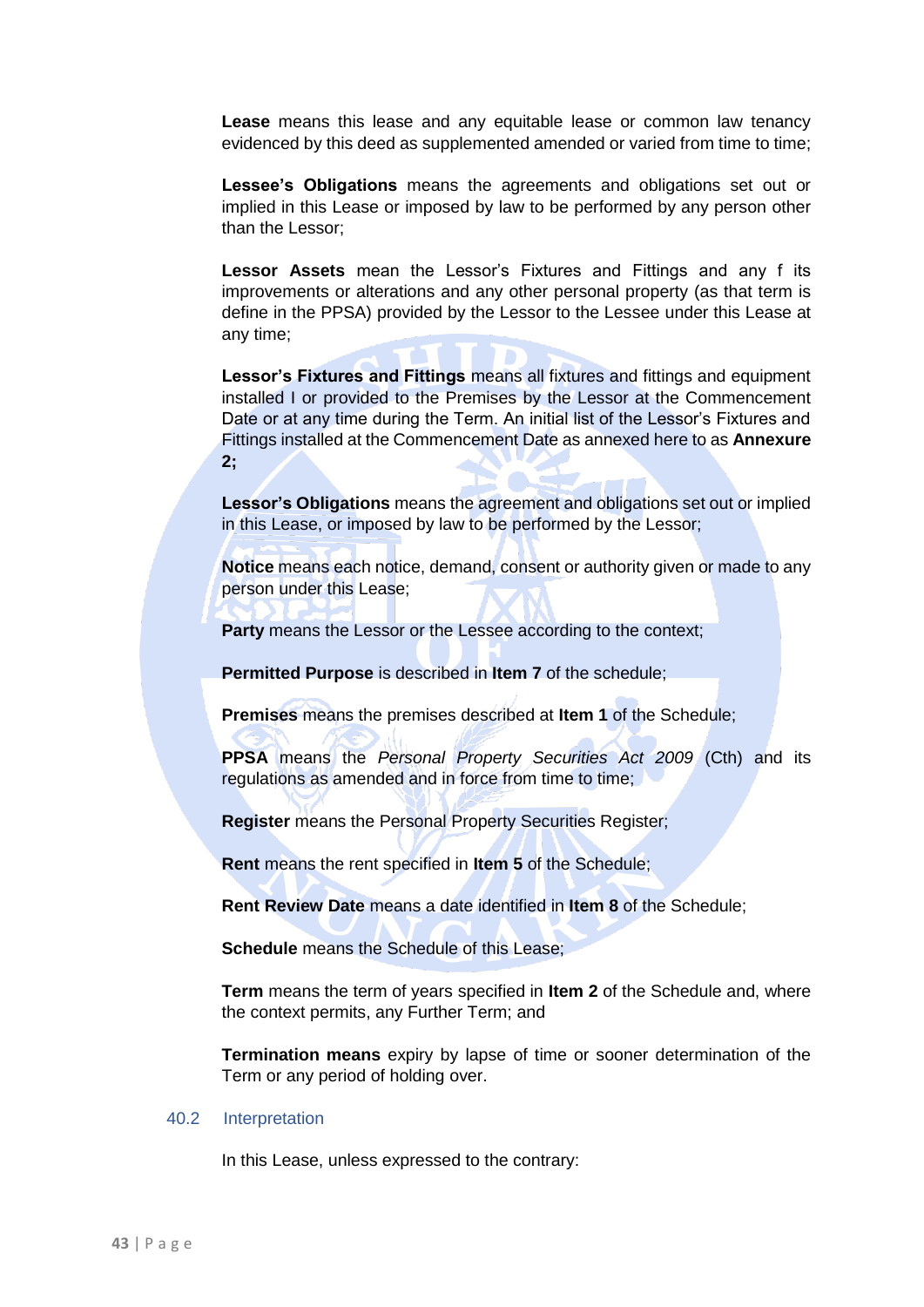**Lease** means this lease and any equitable lease or common law tenancy evidenced by this deed as supplemented amended or varied from time to time;

**Lessee's Obligations** means the agreements and obligations set out or implied in this Lease or imposed by law to be performed by any person other than the Lessor;

**Lessor Assets** mean the Lessor's Fixtures and Fittings and any f its improvements or alterations and any other personal property (as that term is define in the PPSA) provided by the Lessor to the Lessee under this Lease at any time;

**Lessor's Fixtures and Fittings** means all fixtures and fittings and equipment installed I or provided to the Premises by the Lessor at the Commencement Date or at any time during the Term. An initial list of the Lessor's Fixtures and Fittings installed at the Commencement Date as annexed here to as **Annexure 2;**

**Lessor's Obligations** means the agreement and obligations set out or implied in this Lease, or imposed by law to be performed by the Lessor;

**Notice** means each notice, demand, consent or authority given or made to any person under this Lease;

**Party** means the Lessor or the Lessee according to the context;

**Permitted Purpose** is described in **Item 7** of the schedule;

**Premises** means the premises described at **Item 1** of the Schedule;

**PPSA** means the *Personal Property Securities Act 2009* (Cth) and its regulations as amended and in force from time to time;

**Register** means the Personal Property Securities Register;

**Rent** means the rent specified in **Item 5** of the Schedule;

**Rent Review Date** means a date identified in **Item 8** of the Schedule;

**Schedule** means the Schedule of this Lease;

**Term** means the term of years specified in **Item 2** of the Schedule and, where the context permits, any Further Term; and

**Termination means** expiry by lapse of time or sooner determination of the Term or any period of holding over.

### 40.2 Interpretation

In this Lease, unless expressed to the contrary: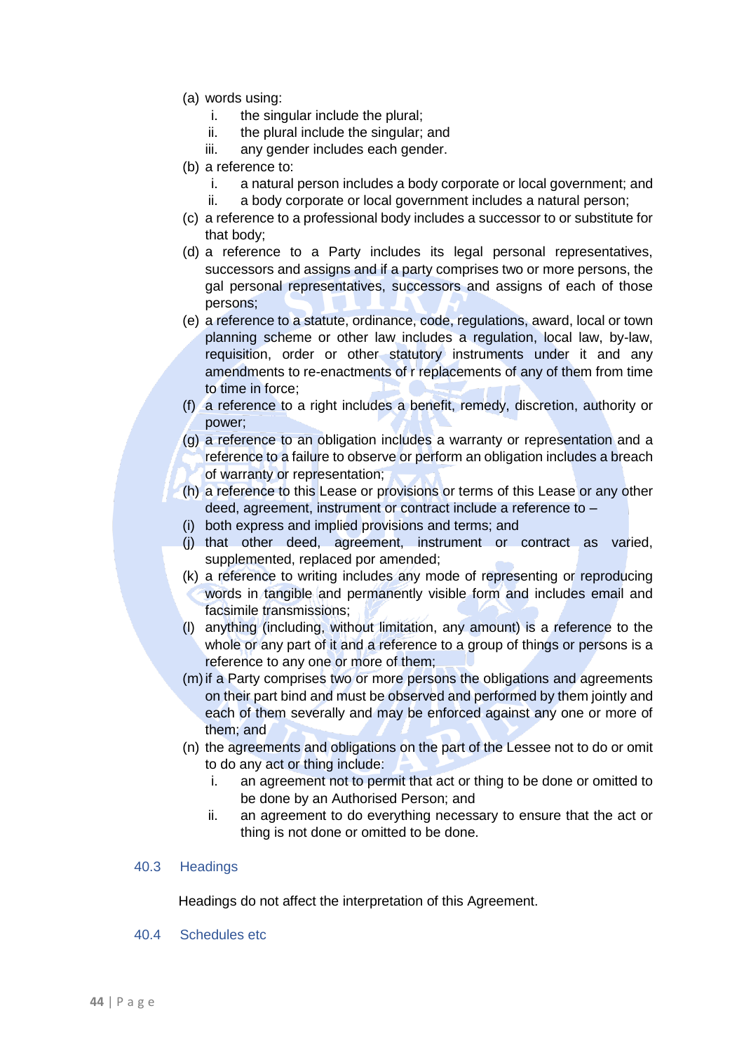(a) words using:
   i. the singular include the plural;
   ii. the plural include the singular; and
   iii. any gender includes each gender.

(b) a reference to:
   i. a natural person includes a body corporate or local government; and
   ii. a body corporate or local government includes a natural person;

(c) a reference to a professional body includes a successor to or substitute for that body;

(d) a reference to a Party includes its legal personal representatives, successors and assigns and if a party comprises two or more persons, the gal personal representatives, successors and assigns of each of those persons;

(e) a reference to a statute, ordinance, code, regulations, award, local or town planning scheme or other law includes a regulation, local law, by-law, requisition, order or other statutory instruments under it and any amendments to re-enactments of r replacements of any of them from time to time in force;

(f) a reference to a right includes a benefit, remedy, discretion, authority or power;

(g) a reference to an obligation includes a warranty or representation and a reference to a failure to observe or perform an obligation includes a breach of warranty or representation;

(h) a reference to this Lease or provisions or terms of this Lease or any other deed, agreement, instrument or contract include a reference to –

(i) both express and implied provisions and terms; and

(j) that other deed, agreement, instrument or contract as varied, supplemented, replaced por amended;

(k) a reference to writing includes any mode of representing or reproducing words in tangible and permanently visible form and includes email and facsimile transmissions;

(l) anything (including, without limitation, any amount) is a reference to the whole or any part of it and a reference to a group of things or persons is a reference to any one or more of them;

(m) if a Party comprises two or more persons the obligations and agreements on their part bind and must be observed and performed by them jointly and each of them severally and may be enforced against any one or more of them; and

(n) the agreements and obligations on the part of the Lessee not to do or omit to do any act or thing include:
   i. an agreement not to permit that act or thing to be done or omitted to be done by an Authorised Person; and
   ii. an agreement to do everything necessary to ensure that the act or thing is not done or omitted to be done.

### 40.3 Headings

Headings do not affect the interpretation of this Agreement.

### 40.4 Schedules etc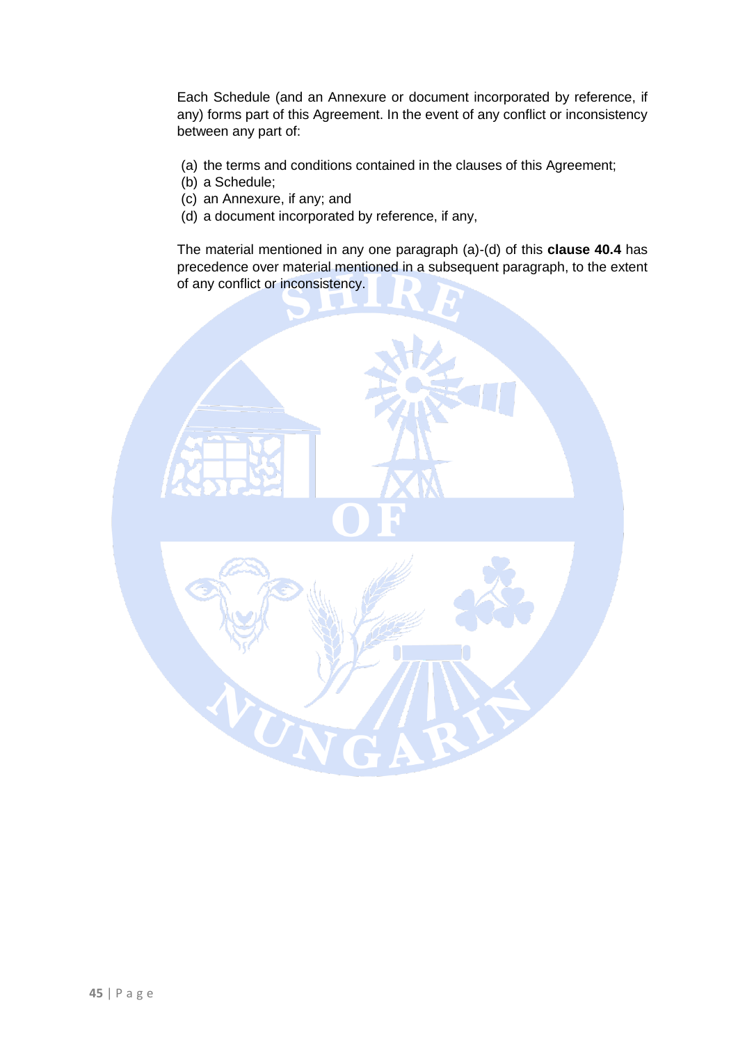Each Schedule (and an Annexure or document incorporated by reference, if any) forms part of this Agreement. In the event of any conflict or inconsistency between any part of:

(a) the terms and conditions contained in the clauses of this Agreement;
(b) a Schedule;
(c) an Annexure, if any; and
(d) a document incorporated by reference, if any,

The material mentioned in any one paragraph (a)-(d) of this **clause 40.4** has precedence over material mentioned in a subsequent paragraph, to the extent of any conflict or inconsistency.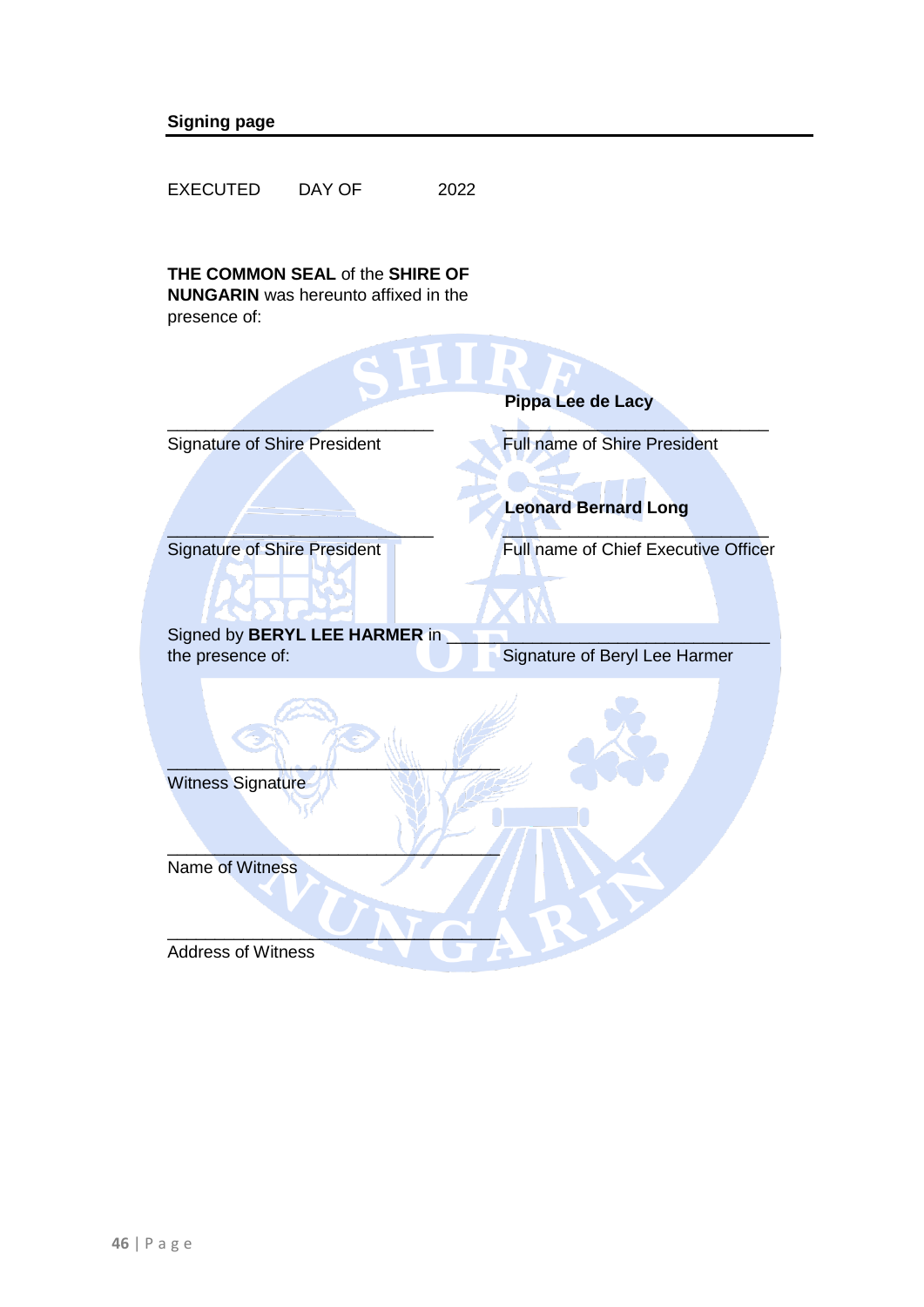**Signing page**

EXECUTED DAY OF 2022

**THE COMMON SEAL** of the **SHIRE OF NUNGARIN** was hereunto affixed in the presence of:

| | **Pippa Lee de Lacy** |
|---|---|
| _______________________________ | _______________________________ |
| Signature of Shire President | Full name of Shire President |
| | **Leonard Bernard Long** |
| _______________________________ | _______________________________ |
| Signature of Shire President | Full name of Chief Executive Officer |

Signed by **BERYL LEE HARMER** in the presence of: _______________________________

Signature of Beryl Lee Harmer

_______________________________
Witness Signature

_______________________________
Name of Witness

_______________________________
Address of Witness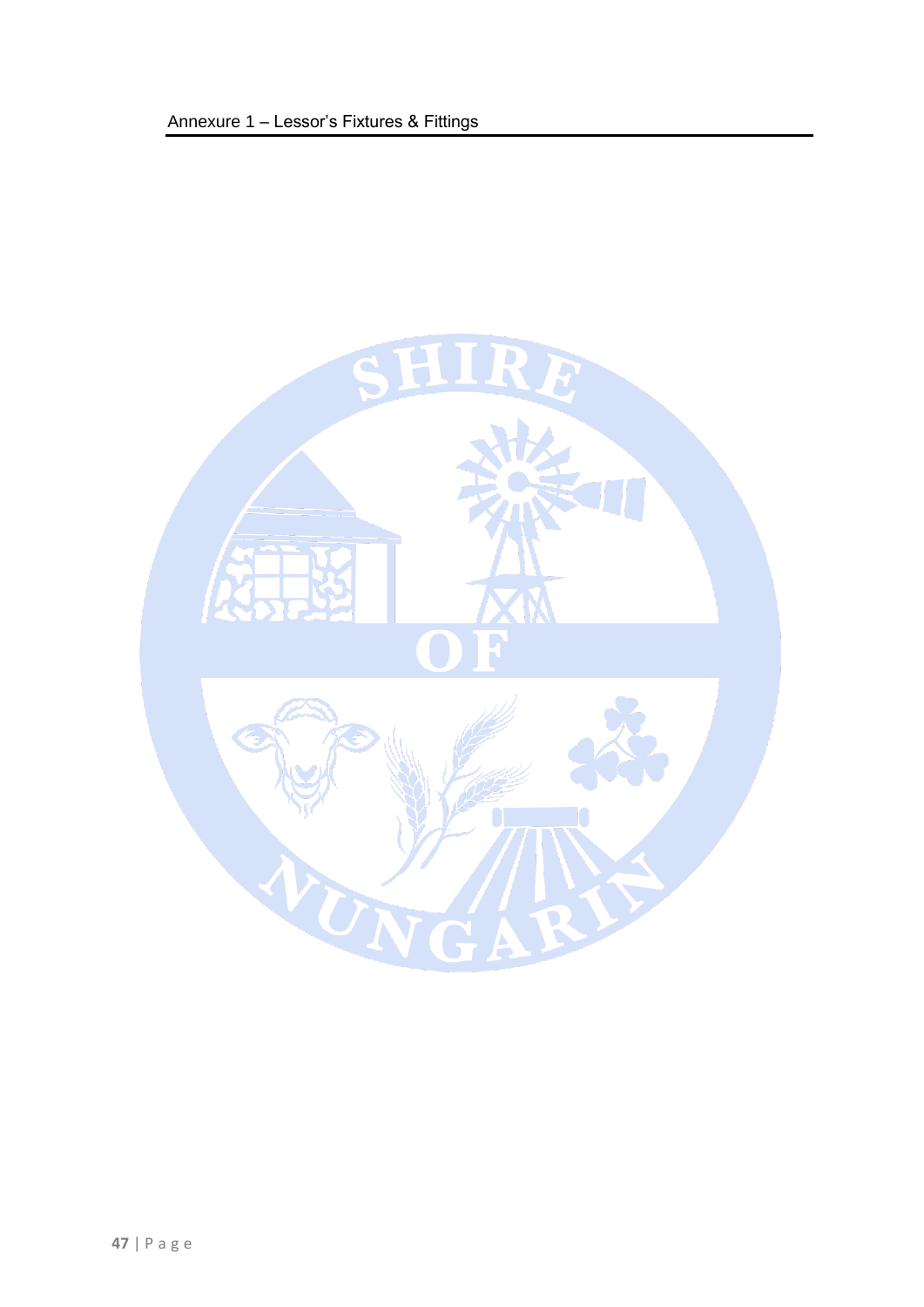Annexure 1 – Lessor's Fixtures & Fittings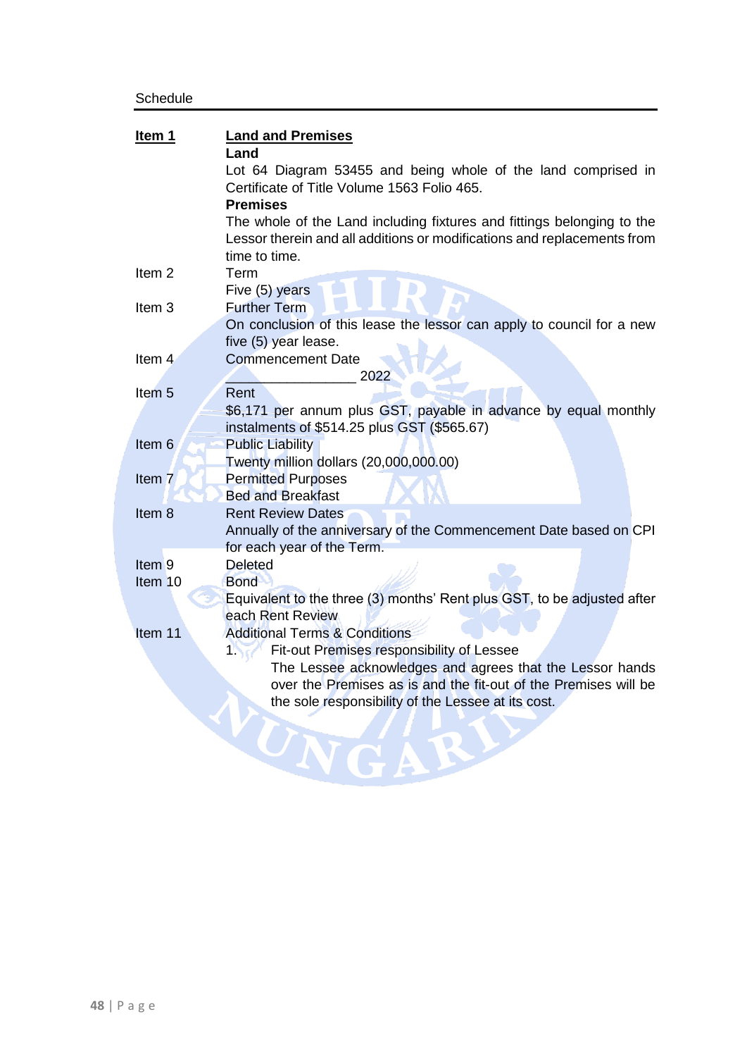Schedule

| | |
|---|---|
| **Item 1** | **Land and Premises** |
| | **Land** |
| | Lot 64 Diagram 53455 and being whole of the land comprised in Certificate of Title Volume 1563 Folio 465. |
| | **Premises** |
| | The whole of the Land including fixtures and fittings belonging to the Lessor therein and all additions or modifications and replacements from time to time. |
| Item 2 | Term |
| | Five (5) years |
| Item 3 | Further Term |
| | On conclusion of this lease the lessor can apply to council for a new five (5) year lease. |
| Item 4 | Commencement Date |
| | _________________ 2022 |
| Item 5 | Rent |
| | $6,171 per annum plus GST, payable in advance by equal monthly instalments of $514.25 plus GST ($565.67) |
| Item 6 | Public Liability |
| | Twenty million dollars (20,000,000.00) |
| Item 7 | Permitted Purposes |
| | Bed and Breakfast |
| Item 8 | Rent Review Dates |
| | Annually of the anniversary of the Commencement Date based on CPI for each year of the Term. |
| Item 9 | Deleted |
| Item 10 | Bond |
| | Equivalent to the three (3) months' Rent plus GST, to be adjusted after each Rent Review |
| Item 11 | Additional Terms & Conditions |
| | 1. Fit-out Premises responsibility of Lessee<br>The Lessee acknowledges and agrees that the Lessor hands over the Premises as is and the fit-out of the Premises will be the sole responsibility of the Lessee at its cost. |